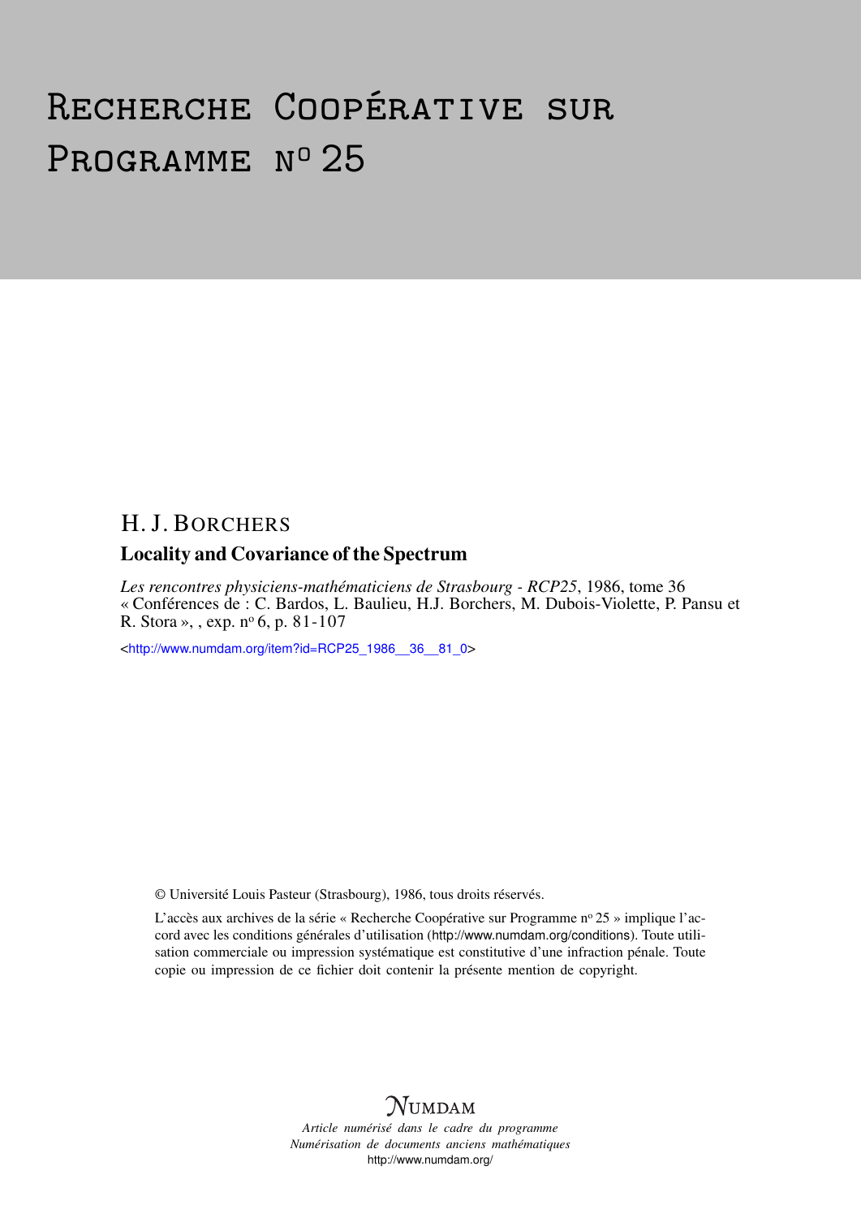# Recherche Coopérative sur Programme n° 25

H. J. Borchers

## Locality and Covariance of the Spectrum

*Les rencontres physiciens-mathématiciens de Strasbourg - RCP25*, 1986, tome 36
« Conférences de : C. Bardos, L. Baulieu, H.J. Borchers, M. Dubois-Violette, P. Pansu et R. Stora », , exp. n° 6, p. 81-107

<http://www.numdam.org/item?id=RCP25_1986__36__81_0>

© Université Louis Pasteur (Strasbourg), 1986, tous droits réservés.

L'accès aux archives de la série « Recherche Coopérative sur Programme n° 25 » implique l'accord avec les conditions générales d'utilisation (http://www.numdam.org/conditions). Toute utilisation commerciale ou impression systématique est constitutive d'une infraction pénale. Toute copie ou impression de ce fichier doit contenir la présente mention de copyright.

NUMDAM

*Article numérisé dans le cadre du programme*
*Numérisation de documents anciens mathématiques*
http://www.numdam.org/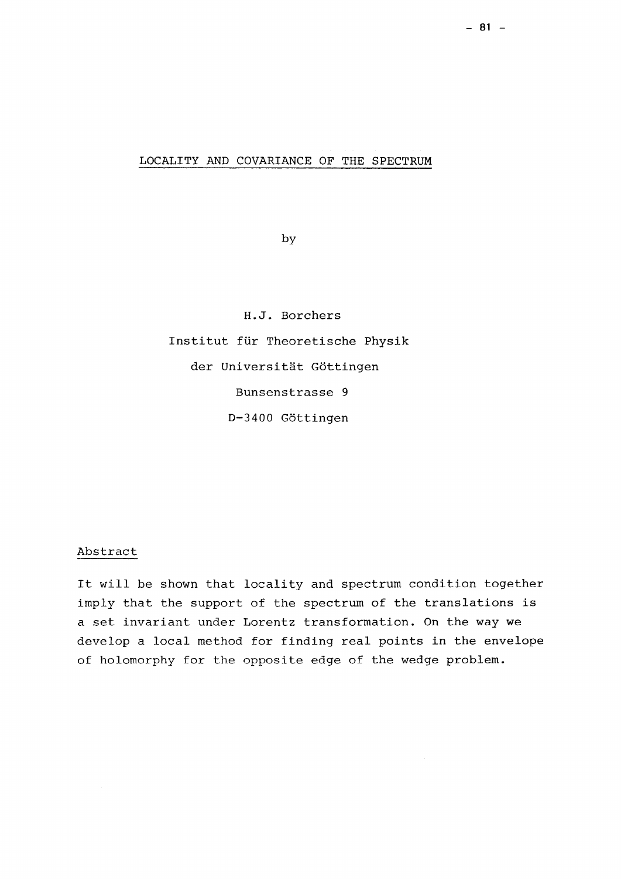# LOCALITY AND COVARIANCE OF THE SPECTRUM

by

H.J. Borchers

Institut für Theoretische Physik

der Universität Göttingen

Bunsenstrasse 9

D-3400 Göttingen

## Abstract

It will be shown that locality and spectrum condition together imply that the support of the spectrum of the translations is a set invariant under Lorentz transformation. On the way we develop a local method for finding real points in the envelope of holomorphy for the opposite edge of the wedge problem.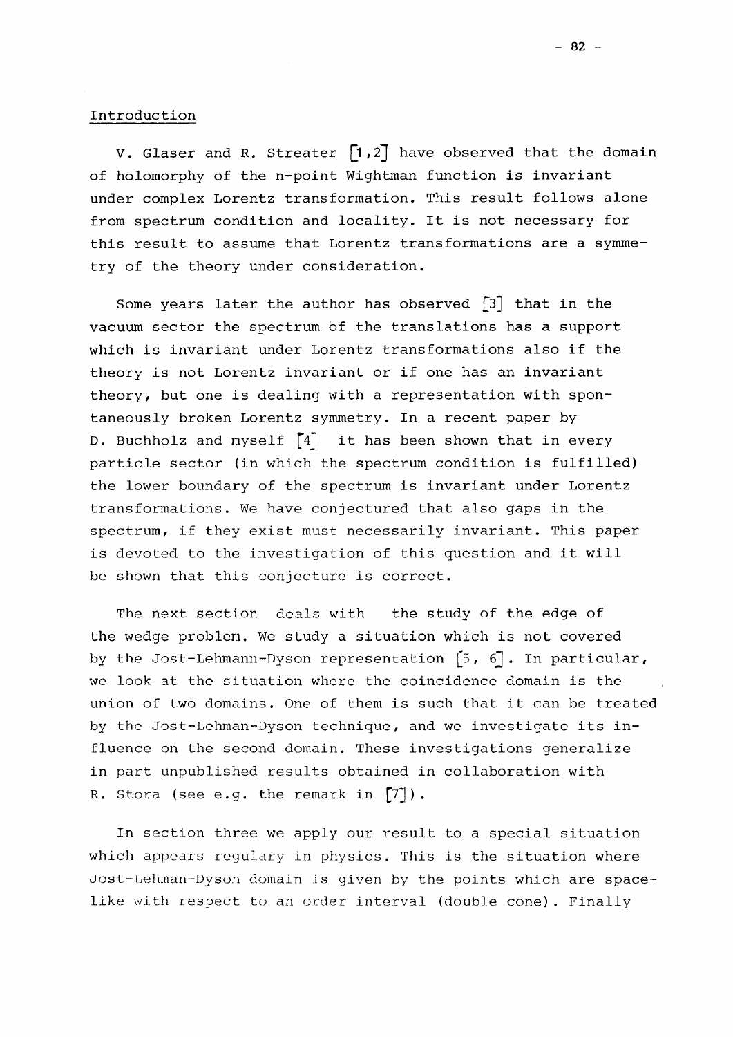## Introduction

V. Glaser and R. Streater [1,2] have observed that the domain of holomorphy of the n-point Wightman function is invariant under complex Lorentz transformation. This result follows alone from spectrum condition and locality. It is not necessary for this result to assume that Lorentz transformations are a symmetry of the theory under consideration.

Some years later the author has observed [3] that in the vacuum sector the spectrum of the translations has a support which is invariant under Lorentz transformations also if the theory is not Lorentz invariant or if one has an invariant theory, but one is dealing with a representation with spontaneously broken Lorentz symmetry. In a recent paper by D. Buchholz and myself [4] it has been shown that in every particle sector (in which the spectrum condition is fulfilled) the lower boundary of the spectrum is invariant under Lorentz transformations. We have conjectured that also gaps in the spectrum, if they exist must necessarily invariant. This paper is devoted to the investigation of this question and it will be shown that this conjecture is correct.

The next section deals with the study of the edge of the wedge problem. We study a situation which is not covered by the Jost-Lehmann-Dyson representation [5, 6]. In particular, we look at the situation where the coincidence domain is the union of two domains. One of them is such that it can be treated by the Jost-Lehman-Dyson technique, and we investigate its influence on the second domain. These investigations generalize in part unpublished results obtained in collaboration with R. Stora (see e.g. the remark in [7]).

In section three we apply our result to a special situation which appears regulary in physics. This is the situation where Jost-Lehman-Dyson domain is given by the points which are space-like with respect to an order interval (double cone). Finally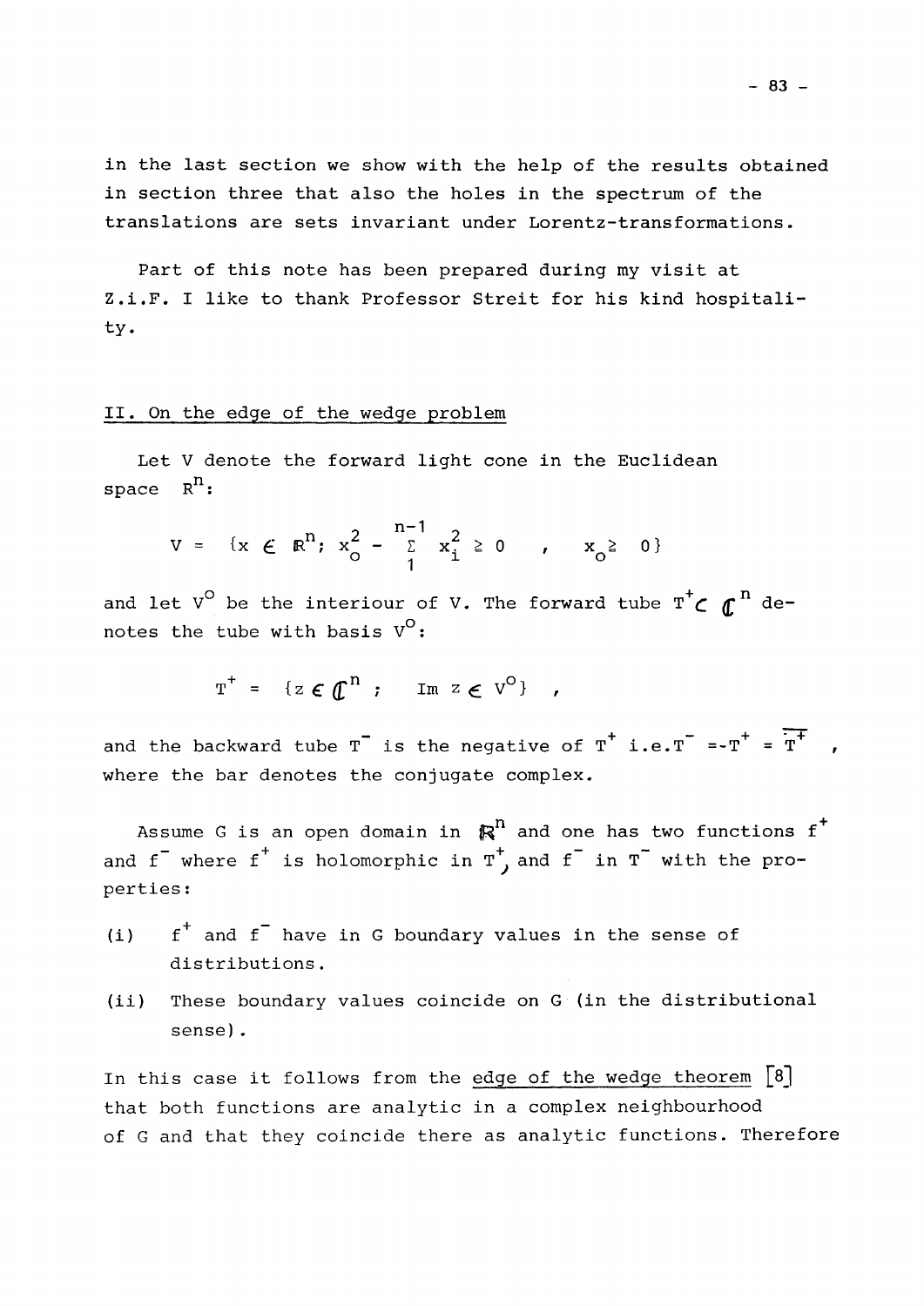in the last section we show with the help of the results obtained in section three that also the holes in the spectrum of the translations are sets invariant under Lorentz-transformations.

Part of this note has been prepared during my visit at Z.i.F. I like to thank Professor Streit for his kind hospitality.

## II. On the edge of the wedge problem

Let V denote the forward light cone in the Euclidean space $R^n$:

$$V = \{x \in \mathbb{R}^n;\ x_0^2 - \sum_1^{n-1} x_i^2 \geq 0 \quad , \quad x_0 \geq 0\}$$

and let $V^0$ be the interiour of V. The forward tube $T^+ \subset \mathbb{C}^n$ denotes the tube with basis $V^0$:

$$T^+ = \{z \in \mathbb{C}^n \ ; \quad \text{Im } z \in V^0\} \quad ,$$

and the backward tube $T^-$ is the negative of $T^+$ i.e. $T^- = -T^+ = \overline{T^+}$, where the bar denotes the conjugate complex.

Assume G is an open domain in $\mathbb{R}^n$ and one has two functions $f^+$ and $f^-$ where $f^+$ is holomorphic in $T^+$, and $f^-$ in $T^-$ with the properties:

(i) $f^+$ and $f^-$ have in G boundary values in the sense of distributions.

(ii) These boundary values coincide on G (in the distributional sense).

In this case it follows from the edge of the wedge theorem [8] that both functions are analytic in a complex neighbourhood of G and that they coincide there as analytic functions. Therefore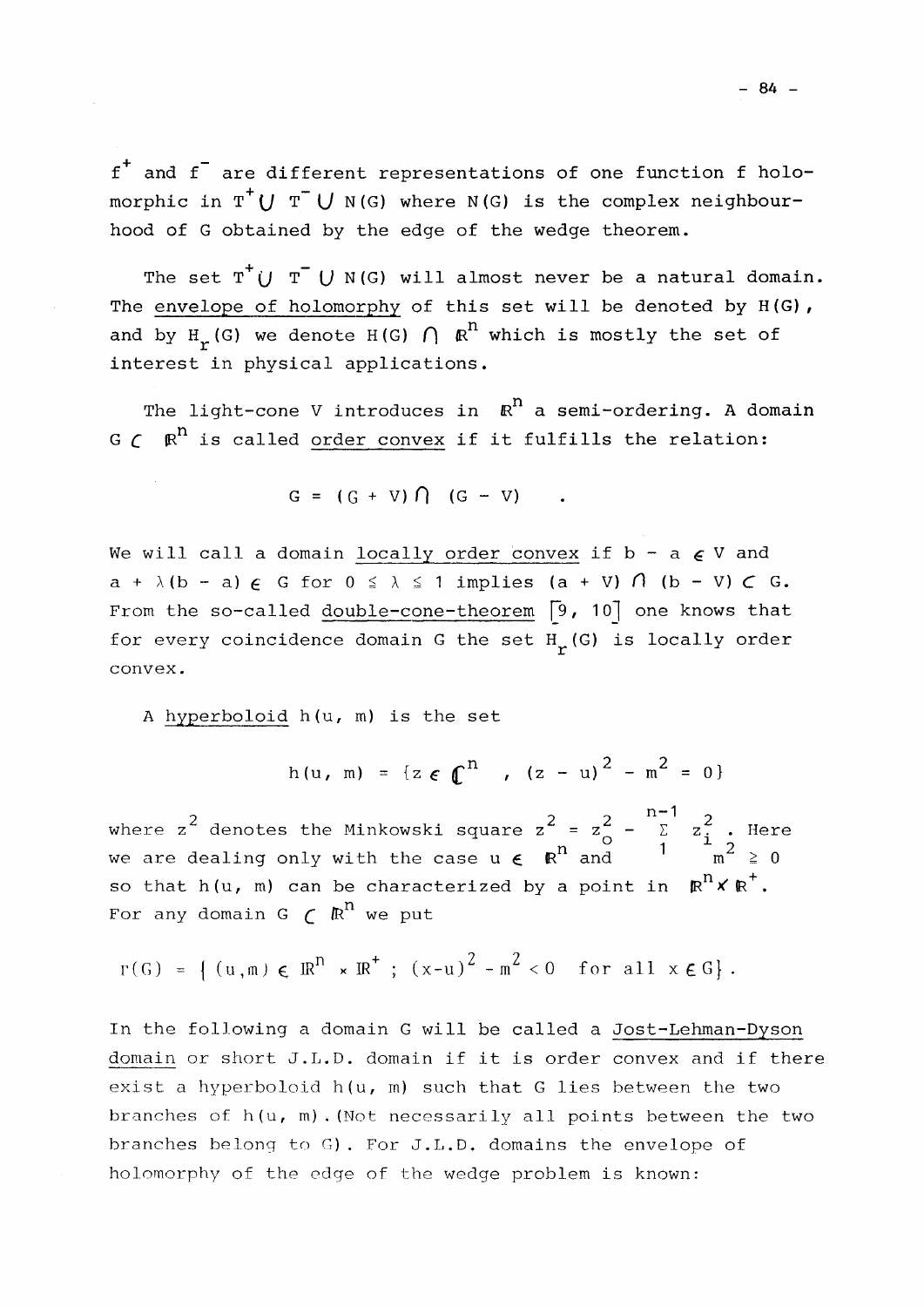$f^+$ and $f^-$ are different representations of one function f holomorphic in $T^+ \cup T^- \cup N(G)$ where $N(G)$ is the complex neighbourhood of G obtained by the edge of the wedge theorem.

The set $T^+ \cup T^- \cup N(G)$ will almost never be a natural domain. The envelope of holomorphy of this set will be denoted by $H(G)$, and by $H_r(G)$ we denote $H(G) \cap \mathbb{R}^n$ which is mostly the set of interest in physical applications.

The light-cone V introduces in $\mathbb{R}^n$ a semi-ordering. A domain $G \subset \mathbb{R}^n$ is called order convex if it fulfills the relation:

$$G = (G + V) \cap (G - V) \quad .$$

We will call a domain locally order convex if $b - a \in V$ and $a + \lambda(b - a) \in G$ for $0 \leq \lambda \leq 1$ implies $(a + V) \cap (b - V) \subset G$. From the so-called double-cone-theorem [9, 10] one knows that for every coincidence domain G the set $H_r(G)$ is locally order convex.

A hyperboloid $h(u, m)$ is the set

$$h(u, m) = \{z \in \mathbb{C}^n \quad , \; (z - u)^2 - m^2 = 0\}$$

where $z^2$ denotes the Minkowski square $z^2 = z_o^2 - \sum_1^{n-1} z_i^2$. Here we are dealing only with the case $u \in \mathbb{R}^n$ and $m^2 \geq 0$ so that $h(u, m)$ can be characterized by a point in $\mathbb{R}^n \times \mathbb{R}^+$. For any domain $G \subset \mathbb{R}^n$ we put

$$\Gamma(G) = \{ (u,m) \in \mathbb{R}^n \times \mathbb{R}^+ \; ; \; (x-u)^2 - m^2 < 0 \quad \text{for all } x \in G\} .$$

In the following a domain G will be called a Jost-Lehman-Dyson domain or short J.L.D. domain if it is order convex and if there exist a hyperboloid $h(u, m)$ such that G lies between the two branches of $h(u, m)$. (Not necessarily all points between the two branches belong to G). For J.L.D. domains the envelope of holomorphy of the edge of the wedge problem is known: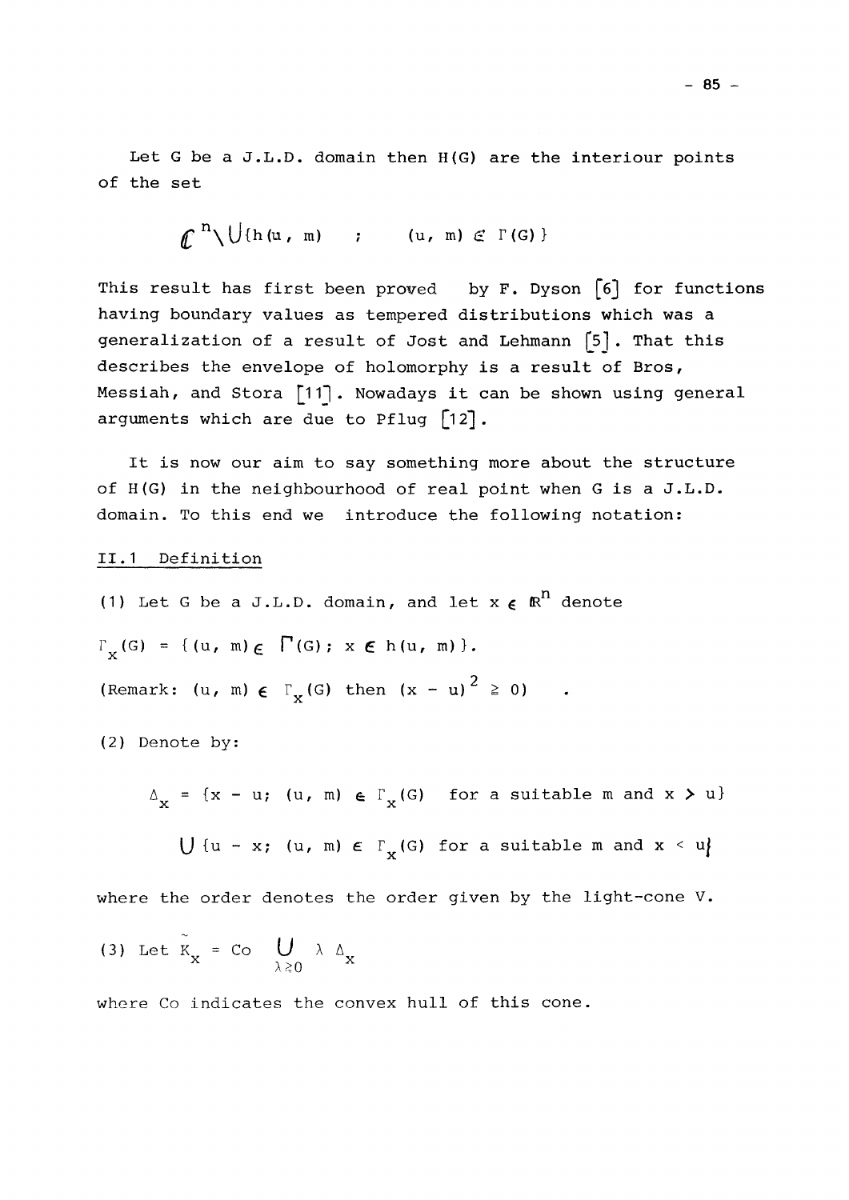Let G be a J.L.D. domain then H(G) are the interiour points of the set

$$\mathbb{C}^n \setminus \bigcup \{h(u, m) \quad ; \quad (u, m) \in \Gamma(G)\}$$

This result has first been proved by F. Dyson [6] for functions having boundary values as tempered distributions which was a generalization of a result of Jost and Lehmann [5]. That this describes the envelope of holomorphy is a result of Bros, Messiah, and Stora [11]. Nowadays it can be shown using general arguments which are due to Pflug [12].

It is now our aim to say something more about the structure of H(G) in the neighbourhood of real point when G is a J.L.D. domain. To this end we introduce the following notation:

II.1 Definition

(1) Let G be a J.L.D. domain, and let $x \in \mathbb{R}^n$ denote

$\Gamma_x(G) = \{(u, m) \in \Gamma(G); \; x \in h(u, m)\}$.

(Remark: $(u, m) \in \Gamma_x(G)$ then $(x - u)^2 \geq 0$) .

(2) Denote by:

$$\Delta_x = \{x - u; \; (u, m) \in \Gamma_x(G) \text{ for a suitable } m \text{ and } x > u\}$$

$$\bigcup \{u - x; \; (u, m) \in \Gamma_x(G) \text{ for a suitable } m \text{ and } x < u\}$$

where the order denotes the order given by the light-cone V.

(3) Let $\tilde{K}_x = \text{Co} \bigcup_{\lambda \geq 0} \lambda \, \Delta_x$

where Co indicates the convex hull of this cone.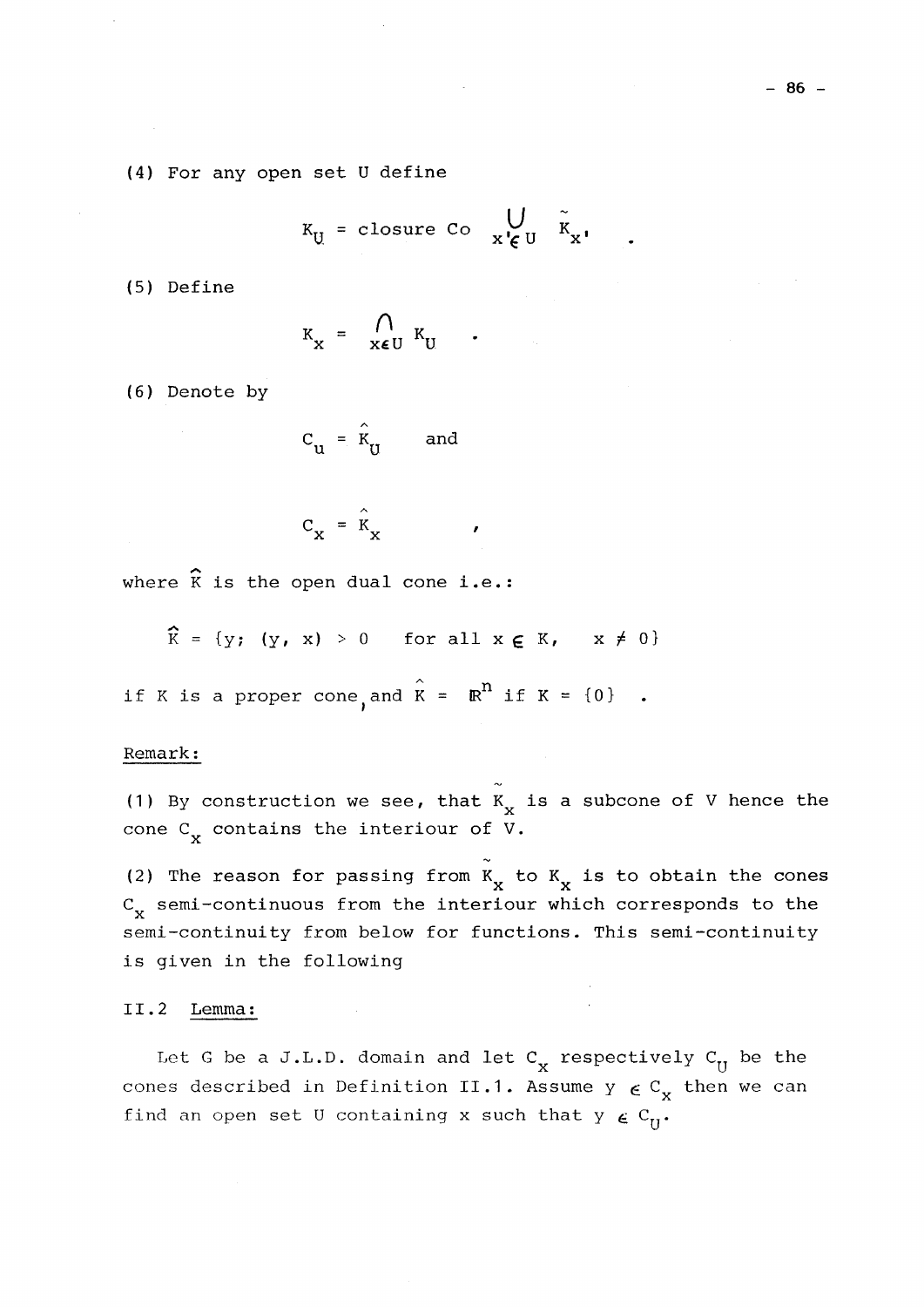(4) For any open set U define

$$K_U = \text{closure Co} \bigcup_{x' \in U} \tilde{K}_{x'} \quad .$$

(5) Define

$$K_x = \bigcap_{x \in U} K_U \quad .$$

(6) Denote by

$$C_u = \hat{K}_U \qquad \text{and}$$

$$C_x = \hat{K}_x \qquad ,$$

where $\hat{K}$ is the open dual cone i.e.:

$$\hat{K} = \{y;\ (y,\ x) > 0 \quad \text{for all } x \in K, \quad x \neq 0\}$$

if K is a proper cone, and $\hat{K} = \mathbb{R}^n$ if $K = \{0\}$ .

Remark:

(1) By construction we see, that $\tilde{K}_x$ is a subcone of V hence the cone $C_x$ contains the interiour of V.

(2) The reason for passing from $\tilde{K}_x$ to $K_x$ is to obtain the cones $C_x$ semi-continuous from the interiour which corresponds to the semi-continuity from below for functions. This semi-continuity is given in the following

II.2 Lemma:

Let G be a J.L.D. domain and let $C_x$ respectively $C_U$ be the cones described in Definition II.1. Assume $y \in C_x$ then we can find an open set U containing x such that $y \in C_U$.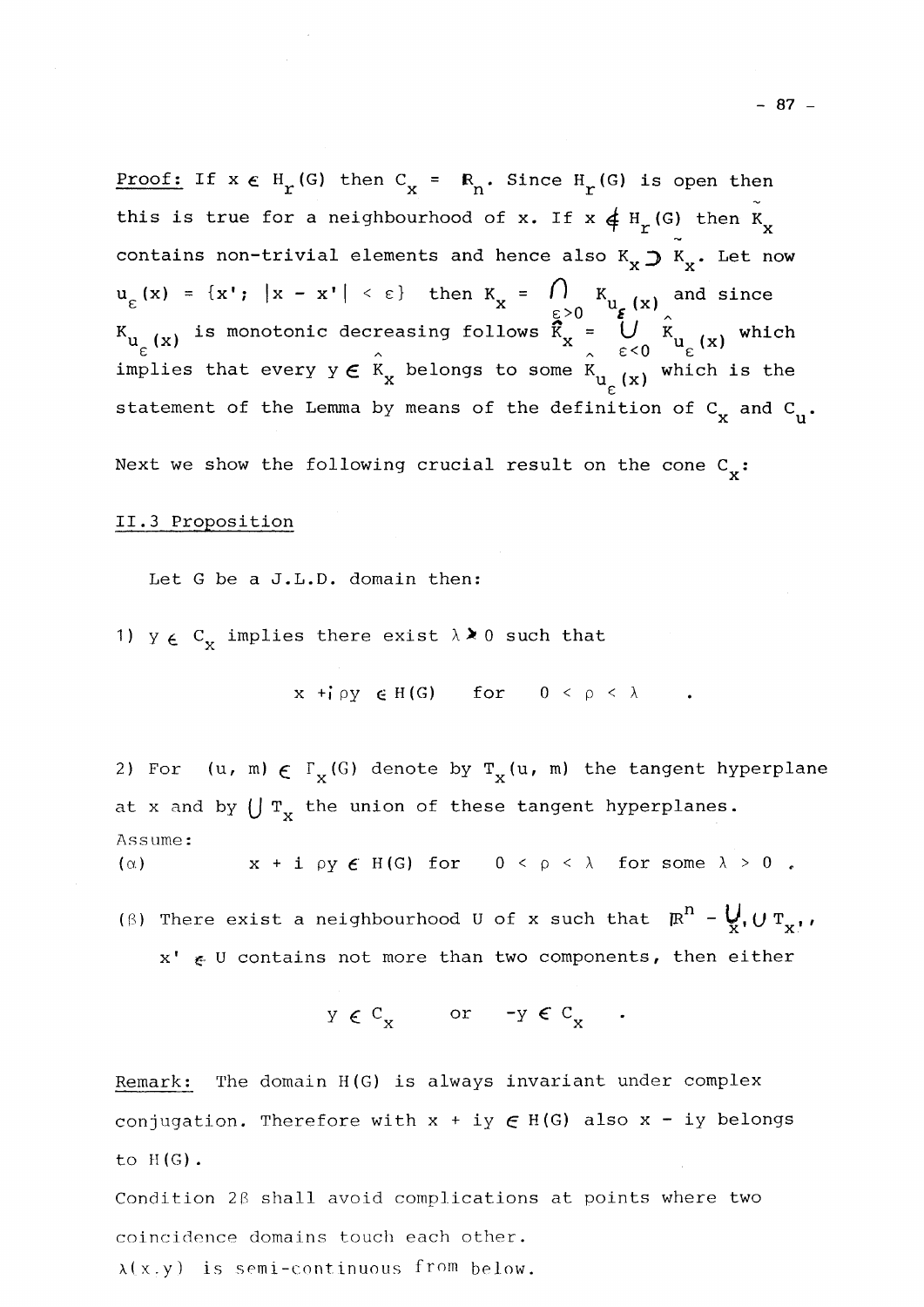**Proof:** If $x \in H_r(G)$ then $C_x = \mathbb{R}_n$. Since $H_r(G)$ is open then this is true for a neighbourhood of x. If $x \notin H_r(G)$ then $\tilde{K}_x$ contains non-trivial elements and hence also $K_x \supset \tilde{K}_x$. Let now $u_\varepsilon(x) = \{x'; |x - x'| < \varepsilon\}$ then $K_x = \bigcap_{\varepsilon > 0} K_{u_\varepsilon(x)}$ and since $K_{u_\varepsilon(x)}$ is monotonic decreasing follows $\hat{K}_x = \bigcup_{\varepsilon < 0} \hat{K}_{u_\varepsilon(x)}$ which implies that every $y \in \hat{K}_x$ belongs to some $\hat{K}_{u_\varepsilon(x)}$ which is the statement of the Lemma by means of the definition of $C_x$ and $C_u$.

Next we show the following crucial result on the cone $C_x$:

## II.3 Proposition

Let G be a J.L.D. domain then:

1) $y \in C_x$ implies there exist $\lambda > 0$ such that

$$x + i\rho y \in H(G) \quad \text{for} \quad 0 < \rho < \lambda \quad .$$

2) For $(u, m) \in \Gamma_x(G)$ denote by $T_x(u, m)$ the tangent hyperplane at x and by $\bigcup T_x$ the union of these tangent hyperplanes.

Assume:

($\alpha$) $\quad x + i\,\rho y \in H(G)$ for $0 < \rho < \lambda$ for some $\lambda > 0$ .

($\beta$) There exist a neighbourhood U of x such that $\mathbb{R}^n - \bigcup_{x'} \bigcup T_{x'}$, $x' \in U$ contains not more than two components, then either

$$y \in C_x \qquad \text{or} \qquad -y \in C_x \quad .$$

Remark: The domain H(G) is always invariant under complex conjugation. Therefore with $x + iy \in H(G)$ also $x - iy$ belongs to H(G).

Condition 2$\beta$ shall avoid complications at points where two coincidence domains touch each other.

$\lambda(x.y)$ is semi-continuous from below.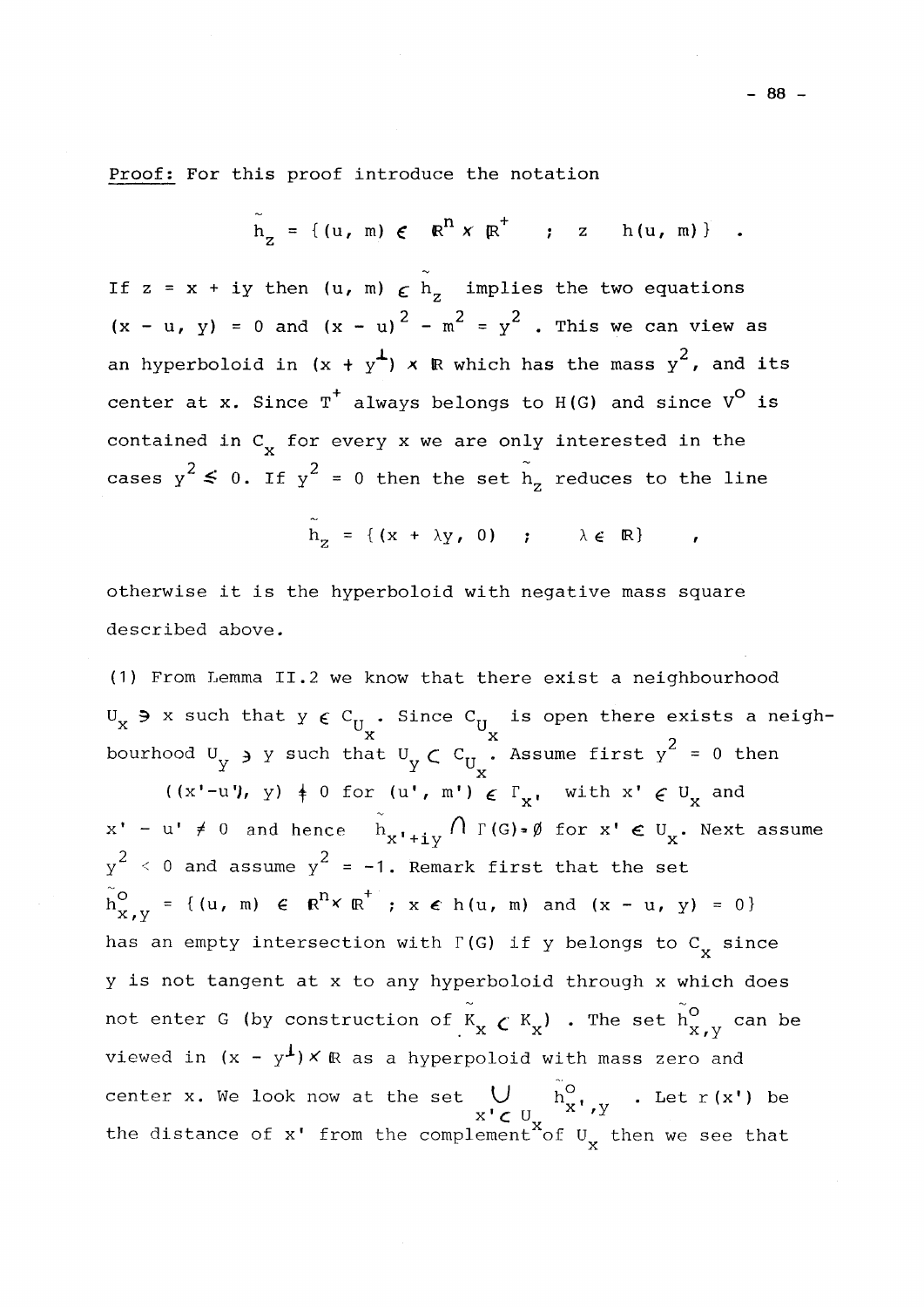Proof: For this proof introduce the notation

$$\tilde{h}_z = \{(u, m) \in \mathbb{R}^n \times \mathbb{R}^+ \quad ; \quad z \quad h(u, m)\} \quad .$$

If $z = x + iy$ then $(u, m) \in \tilde{h}_z$ implies the two equations $(x - u, y) = 0$ and $(x - u)^2 - m^2 = y^2$ . This we can view as an hyperboloid in $(x + y^{\perp}) \times \mathbb{R}$ which has the mass $y^2$, and its center at x. Since $T^+$ always belongs to H(G) and since $V^o$ is contained in $C_x$ for every x we are only interested in the cases $y^2 \leq 0$. If $y^2 = 0$ then the set $\tilde{h}_z$ reduces to the line

$$\tilde{h}_z = \{(x + \lambda y, 0) \quad ; \quad \lambda \in \mathbb{R}\} \quad ,$$

otherwise it is the hyperboloid with negative mass square described above.

(1) From Lemma II.2 we know that there exist a neighbourhood $U_x \ni x$ such that $y \in C_{U_x}$. Since $C_{U_x}$ is open there exists a neighbourhood $U_y \ni y$ such that $U_y \subset C_{U_x}$. Assume first $y^2 = 0$ then

$((x'-u'), y) \neq 0$ for $(u', m') \in \Gamma_{x'}$ with $x' \in U_x$ and $x' - u' \neq 0$ and hence $\tilde{h}_{x'+iy} \cap \Gamma(G) = \emptyset$ for $x' \in U_x$. Next assume $y^2 < 0$ and assume $y^2 = -1$. Remark first that the set $\tilde{h}^o_{x,y} = \{(u, m) \in \mathbb{R}^n \times \mathbb{R}^+ \; ; \; x \in h(u, m)$ and $(x - u, y) = 0\}$ has an empty intersection with $\Gamma(G)$ if y belongs to $C_x$ since y is not tangent at x to any hyperboloid through x which does not enter G (by construction of $\tilde{K}_x \subset K_x$) . The set $\tilde{h}^o_{x,y}$ can be viewed in $(x - y^{\perp}) \times \mathbb{R}$ as a hyperpoloid with mass zero and center x. We look now at the set $\bigcup_{x' \subset U_x} \tilde{h}^o_{x',y}$ . Let $r(x')$ be the distance of $x'$ from the complement of $U_x$ then we see that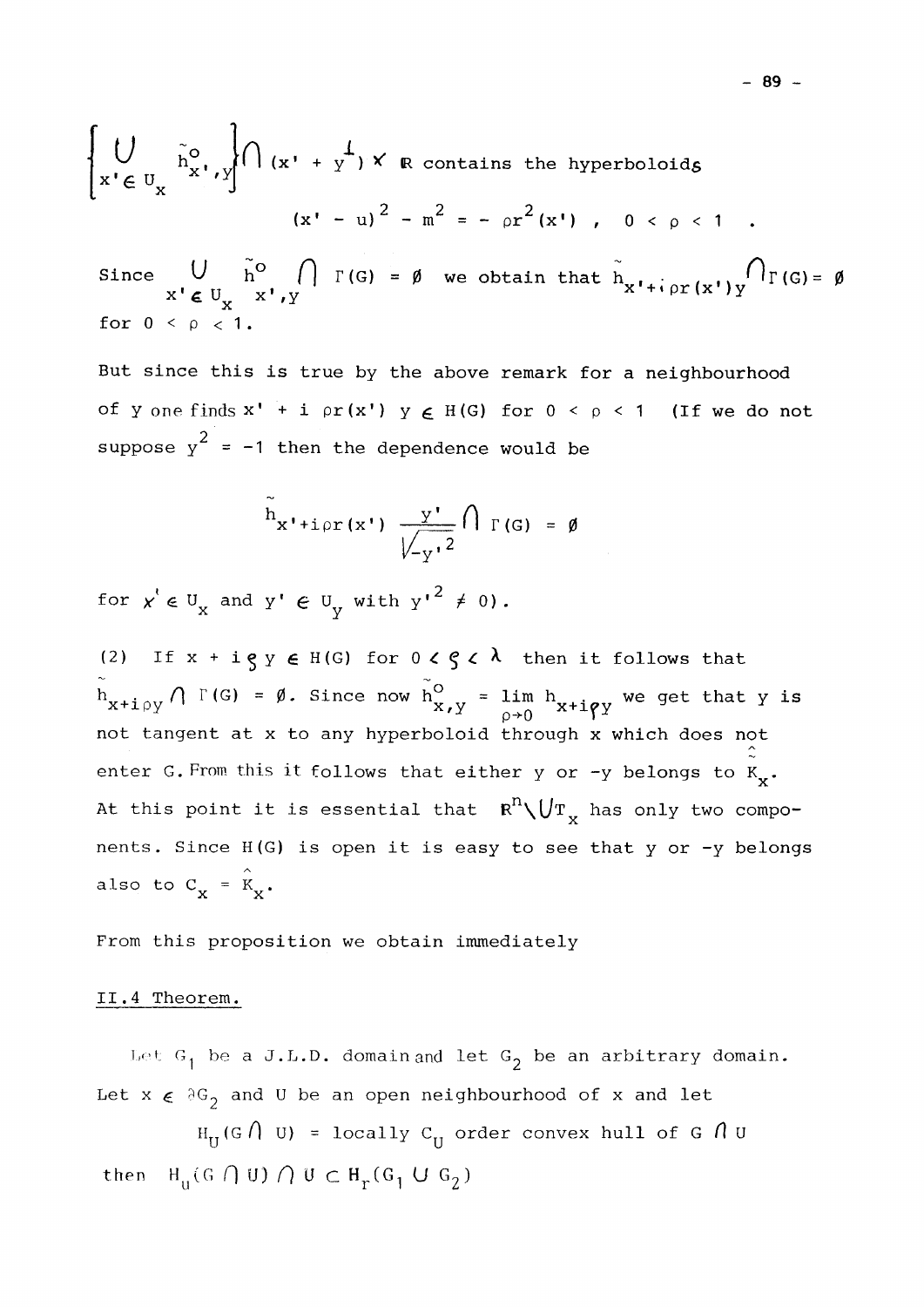$$\left\{ \bigcup_{x' \in U_x} \tilde{h}^o_{x',y} \right\} \cap (x' + y^{\perp}) \times \mathbb{R} \text{ contains the hyperboloids}$$

$$(x' - u)^2 - m^2 = -\rho r^2(x') \ , \quad 0 < \rho < 1 \quad .$$

Since $\bigcup\limits_{x' \in U_x} \tilde{h}^o_{x',y} \cap \Gamma(G) = \emptyset$ we obtain that $\tilde{h}_{x'+i\rho r(x')y} \cap \Gamma(G) = \emptyset$ for $0 < \rho < 1$.

But since this is true by the above remark for a neighbourhood of y one finds $x' + i\,\rho r(x')\,y \in H(G)$ for $0 < \rho < 1$ (If we do not suppose $y^2 = -1$ then the dependence would be

$$\tilde{h}_{x'+i\rho r(x')\frac{y'}{\sqrt{-y'^2}}} \cap \Gamma(G) = \emptyset$$

for $x' \in U_x$ and $y' \in U_y$ with $y'^2 \neq 0$).

(2) If $x + i\varrho y \in H(G)$ for $0 < \varrho < \lambda$ then it follows that $\tilde{h}_{x+i\rho y} \cap \Gamma(G) = \emptyset$. Since now $\tilde{h}^o_{x,y} = \lim\limits_{\rho \to 0} h_{x+i\varrho y}$ we get that y is not tangent at x to any hyperboloid through x which does not enter G. From this it follows that either y or $-y$ belongs to $\hat{\tilde{K}}_x$. At this point it is essential that $\mathbb{R}^n \setminus \bigcup T_x$ has only two components. Since H(G) is open it is easy to see that y or $-y$ belongs also to $C_x = \hat{K}_x$.

From this proposition we obtain immediately

II.4 Theorem.

Let $G_1$ be a J.L.D. domain and let $G_2$ be an arbitrary domain. Let $x \in \partial G_2$ and U be an open neighbourhood of x and let

$$H_U(G \cap U) = \text{locally } C_U \text{ order convex hull of } G \cap U$$

then $H_u(G \cap U) \cap U \subset H_r(G_1 \cup G_2)$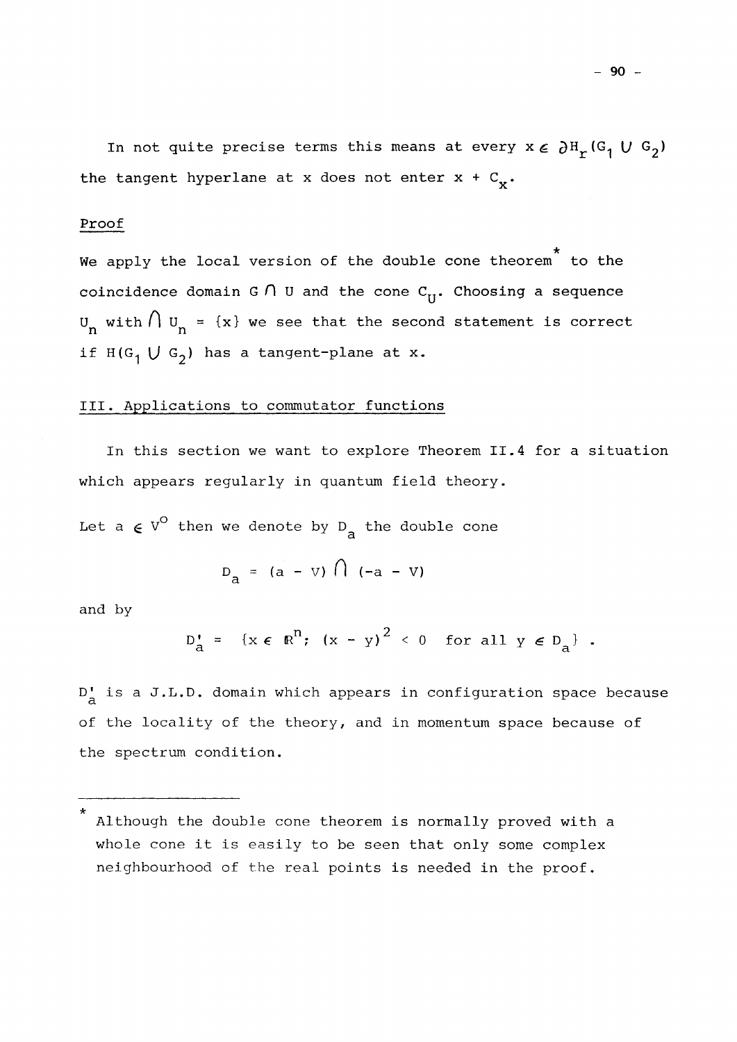In not quite precise terms this means at every $x \in \partial H_r(G_1 \cup G_2)$ the tangent hyperlane at x does not enter $x + C_x$.

Proof

We apply the local version of the double cone theorem* to the coincidence domain $G \cap U$ and the cone $C_U$. Choosing a sequence $U_n$ with $\bigcap U_n = \{x\}$ we see that the second statement is correct if $H(G_1 \cup G_2)$ has a tangent-plane at x.

## III. Applications to commutator functions

In this section we want to explore Theorem II.4 for a situation which appears regularly in quantum field theory.

Let $a \in V^o$ then we denote by $D_a$ the double cone

$$D_a = (a - V) \cap (-a - V)$$

and by

$$D_a' = \{x \in \mathbb{R}^n;\ (x - y)^2 < 0 \quad \text{for all } y \in D_a\} .$$

$D_a'$ is a J.L.D. domain which appears in configuration space because of the locality of the theory, and in momentum space because of the spectrum condition.

---

\* Although the double cone theorem is normally proved with a whole cone it is easily to be seen that only some complex neighbourhood of the real points is needed in the proof.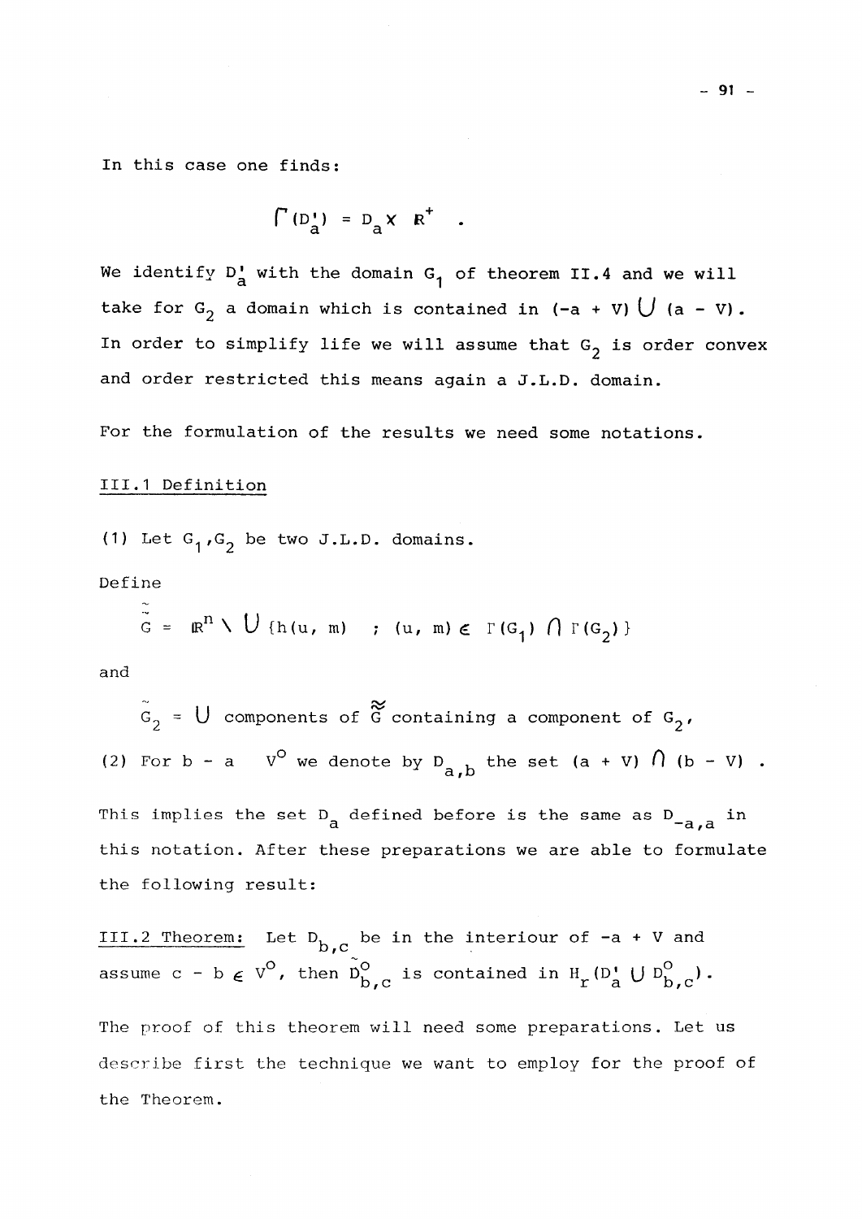In this case one finds:

$$\Gamma(D_a') = D_a \times \mathbb{R}^+ \quad .$$

We identify $D_a'$ with the domain $G_1$ of theorem II.4 and we will take for $G_2$ a domain which is contained in $(-a + V) \cup (a - V)$. In order to simplify life we will assume that $G_2$ is order convex and order restricted this means again a J.L.D. domain.

For the formulation of the results we need some notations.

III.1 Definition

(1) Let $G_1, G_2$ be two J.L.D. domains.

Define

$$\tilde{\tilde{G}} = \mathbb{R}^n \setminus \bigcup \{h(u, m) \quad ; \ (u, m) \in \Gamma(G_1) \cap \Gamma(G_2)\}$$

and

$$\tilde{G}_2 = \bigcup \text{ components of } \tilde{\tilde{G}} \text{ containing a component of } G_2,$$

(2) For $b - a \quad V^o$ we denote by $D_{a,b}$ the set $(a + V) \cap (b - V)$ .

This implies the set $D_a$ defined before is the same as $D_{-a,a}$ in this notation. After these preparations we are able to formulate the following result:

III.2 Theorem: Let $D_{b,c}$ be in the interiour of $-a + V$ and assume $c - b \in V^o$, then $\tilde{D}^o_{b,c}$ is contained in $H_r(D_a' \cup D^o_{b,c})$.

The proof of this theorem will need some preparations. Let us describe first the technique we want to employ for the proof of the Theorem.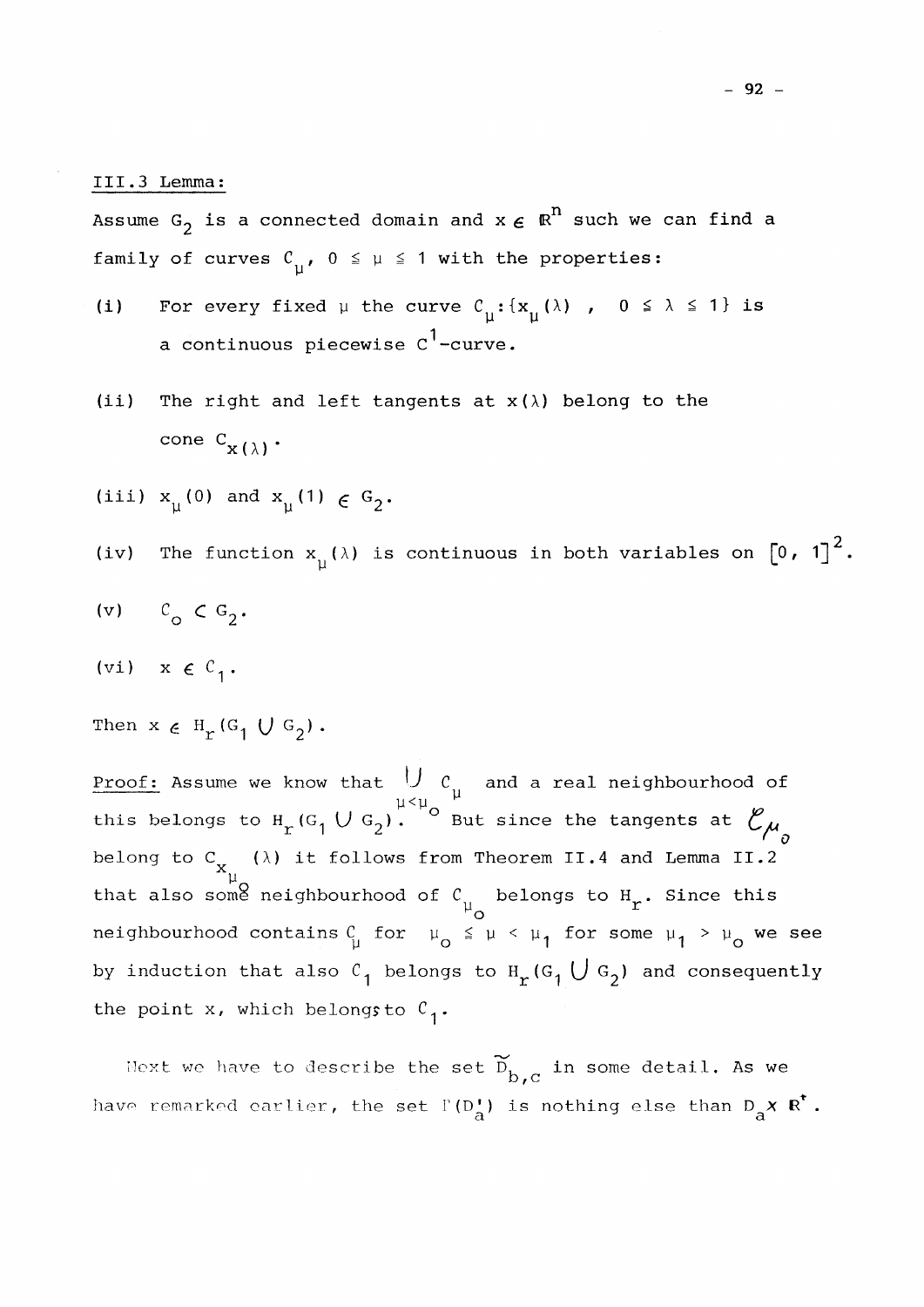III.3 Lemma:

Assume $G_2$ is a connected domain and $x \in \mathbb{R}^n$ such we can find a family of curves $C_\mu$, $0 \leq \mu \leq 1$ with the properties:

(i) For every fixed $\mu$ the curve $C_\mu : \{x_\mu(\lambda)\ ,\ 0 \leq \lambda \leq 1\}$ is a continuous piecewise $C^1$-curve.

(ii) The right and left tangents at $x(\lambda)$ belong to the cone $C_{x(\lambda)}$.

(iii) $x_\mu(0)$ and $x_\mu(1) \in G_2$.

(iv) The function $x_\mu(\lambda)$ is continuous in both variables on $[0, 1]^2$.

(v) $C_o \subset G_2$.

(vi) $x \in C_1$.

Then $x \in H_r(G_1 \cup G_2)$.

Proof: Assume we know that $\bigcup_{\mu<\mu_o} C_\mu$ and a real neighbourhood of this belongs to $H_r(G_1 \cup G_2)$. But since the tangents at $\mathcal{C}_{\mu_o}$ belong to $C_{x_{\mu_o}}(\lambda)$ it follows from Theorem II.4 and Lemma II.2 that also some neighbourhood of $C_{\mu_o}$ belongs to $H_r$. Since this neighbourhood contains $C_\mu$ for $\mu_o \leq \mu < \mu_1$ for some $\mu_1 > \mu_o$ we see by induction that also $C_1$ belongs to $H_r(G_1 \cup G_2)$ and consequently the point x, which belongs to $C_1$.

Next we have to describe the set $\widetilde{D}_{b,c}$ in some detail. As we have remarked earlier, the set $\Gamma(D_a')$ is nothing else than $D_a \times \mathbb{R}^+$.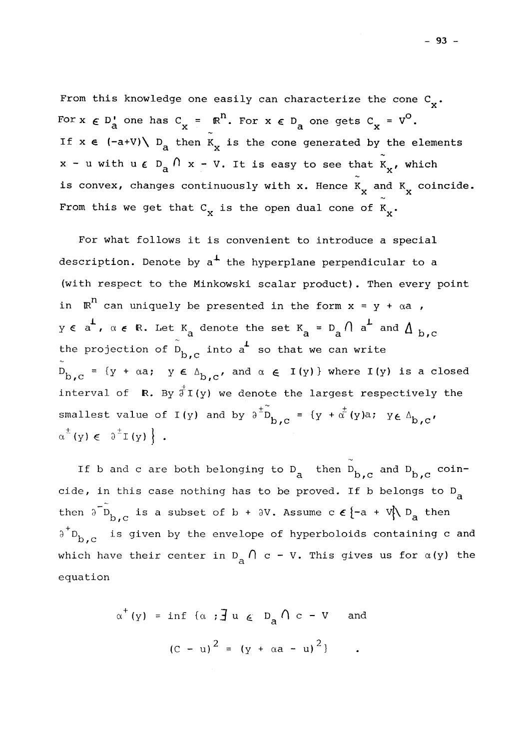From this knowledge one easily can characterize the cone $C_x$. For $x \in D_a'$ one has $C_x = \mathbb{R}^n$. For $x \in D_a$ one gets $C_x = V^o$. If $x \in (-a+V) \setminus D_a$ then $\tilde{K}_x$ is the cone generated by the elements $x - u$ with $u \in D_a \cap x - V$. It is easy to see that $\tilde{K}_x$, which is convex, changes continuously with x. Hence $K_x$ and $\tilde{K}_x$ coincide. From this we get that $C_x$ is the open dual cone of $K_x$.

For what follows it is convenient to introduce a special description. Denote by $a^\perp$ the hyperplane perpendicular to a (with respect to the Minkowski scalar product). Then every point in $\mathbb{R}^n$ can uniquely be presented in the form $x = y + \alpha a$, $y \in a^\perp$, $\alpha \in \mathbb{R}$. Let $K_a$ denote the set $K_a = D_a \cap a^\perp$ and $\Delta_{b,c}$ the projection of $\tilde{D}_{b,c}$ into $a^\perp$ so that we can write $\tilde{D}_{b,c} = \{y + \alpha a;\ \ y \in \Delta_{b,c},$ and $\alpha \in I(y)\}$ where $I(y)$ is a closed interval of $\mathbb{R}$. By $\partial^{\pm} I(y)$ we denote the largest respectively the smallest value of $I(y)$ and by $\partial^{\pm}\tilde{D}_{b,c} = \{y + \alpha^{\pm}(y)a;\ y \in \Delta_{b,c},$ $\alpha^{\pm}(y) \in \partial^{\pm} I(y) \}$.

If b and c are both belonging to $D_a$ then $\tilde{D}_{b,c}$ and $D_{b,c}$ coincide, in this case nothing has to be proved. If b belongs to $D_a$ then $\partial^{-}\tilde{D}_{b,c}$ is a subset of $b + \partial V$. Assume $c \in \{-a + V\} \setminus D_a$ then $\partial^{+} D_{b,c}$ is given by the envelope of hyperboloids containing c and which have their center in $D_a \cap c - V$. This gives us for $\alpha(y)$ the equation

$$\alpha^{+}(y) = \inf \{\alpha\ ; \exists\, u \in D_a \cap c - V \quad \text{and}$$
$$(C - u)^2 = (y + \alpha a - u)^2\} \quad .$$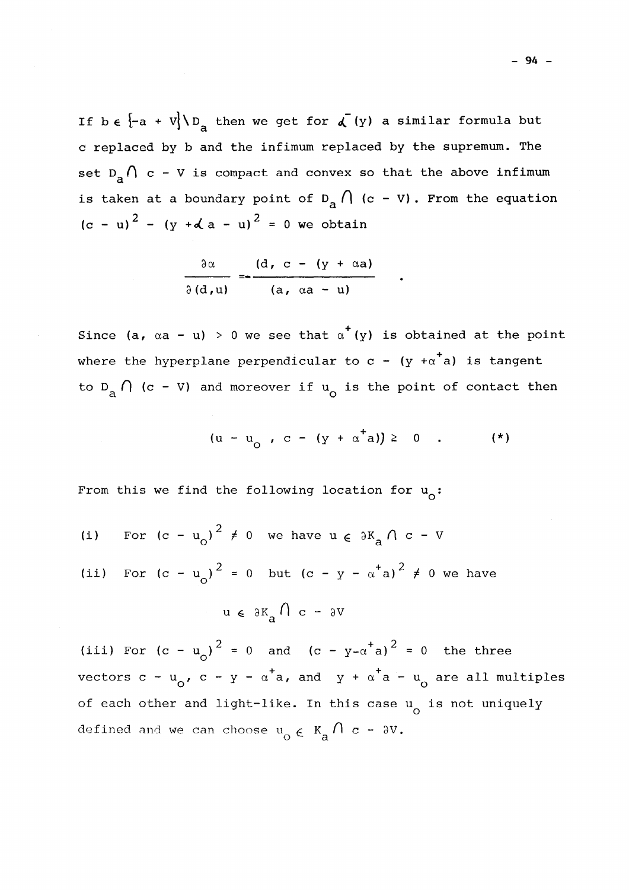If $b \in \{-a + V\} \setminus D_a$ then we get for $\alpha^-(y)$ a similar formula but c replaced by b and the infimum replaced by the supremum. The set $D_a \cap c - V$ is compact and convex so that the above infimum is taken at a boundary point of $D_a \cap (c - V)$. From the equation $(c - u)^2 - (y + \alpha a - u)^2 = 0$ we obtain

$$\frac{\partial \alpha}{\partial (d,u)} = -\frac{(d,\ c - (y + \alpha a)}{(a,\ \alpha a - u)} \quad .$$

Since $(a, \alpha a - u) > 0$ we see that $\alpha^+(y)$ is obtained at the point where the hyperplane perpendicular to $c - (y + \alpha^+ a)$ is tangent to $D_a \cap (c - V)$ and moreover if $u_o$ is the point of contact then

$$(u - u_o\ ,\ c - (y + \alpha^+ a)) \geqq 0 \quad . \qquad (*)$$

From this we find the following location for $u_o$:

(i) For $(c - u_o)^2 \neq 0$ we have $u \in \partial K_a \cap c - V$

(ii) For $(c - u_o)^2 = 0$ but $(c - y - \alpha^+ a)^2 \neq 0$ we have

$$u \in \partial K_a \cap c - \partial V$$

(iii) For $(c - u_o)^2 = 0$ and $(c - y - \alpha^+ a)^2 = 0$ the three vectors $c - u_o$, $c - y - \alpha^+ a$, and $y + \alpha^+ a - u_o$ are all multiples of each other and light-like. In this case $u_o$ is not uniquely defined and we can choose $u_o \in K_a \cap c - \partial V$.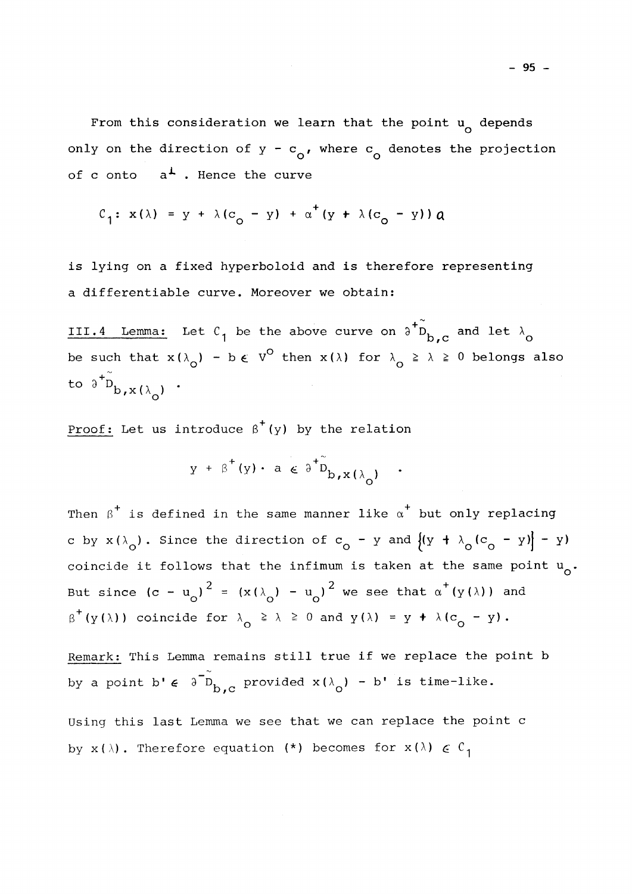From this consideration we learn that the point $u_o$ depends only on the direction of $y - c_o$, where $c_o$ denotes the projection of c onto $a^{\perp}$. Hence the curve

$$C_1 \colon x(\lambda) = y + \lambda(c_o - y) + \alpha^+(y + \lambda(c_o - y))\, a$$

is lying on a fixed hyperboloid and is therefore representing a differentiable curve. Moreover we obtain:

<u>III.4 Lemma:</u> Let $C_1$ be the above curve on $\partial^+\tilde{D}_{b,c}$ and let $\lambda_o$ be such that $x(\lambda_o) - b \in V^o$ then $x(\lambda)$ for $\lambda_o \geq \lambda \geq 0$ belongs also to $\partial^+\tilde{D}_{b,x(\lambda_o)}$.

<u>Proof:</u> Let us introduce $\beta^+(y)$ by the relation

$$y + \beta^+(y) \cdot a \in \partial^+\tilde{D}_{b,x(\lambda_o)} \quad .$$

Then $\beta^+$ is defined in the same manner like $\alpha^+$ but only replacing c by $x(\lambda_o)$. Since the direction of $c_o - y$ and $\{(y + \lambda_o(c_o - y)\} - y)$ coincide it follows that the infimum is taken at the same point $u_o$. But since $(c - u_o)^2 = (x(\lambda_o) - u_o)^2$ we see that $\alpha^+(y(\lambda))$ and $\beta^+(y(\lambda))$ coincide for $\lambda_o \geq \lambda \geq 0$ and $y(\lambda) = y + \lambda(c_o - y)$.

<u>Remark:</u> This Lemma remains still true if we replace the point b by a point $b' \in \partial^-\tilde{D}_{b,c}$ provided $x(\lambda_o) - b'$ is time-like.

Using this last Lemma we see that we can replace the point c by $x(\lambda)$. Therefore equation (*) becomes for $x(\lambda) \in C_1$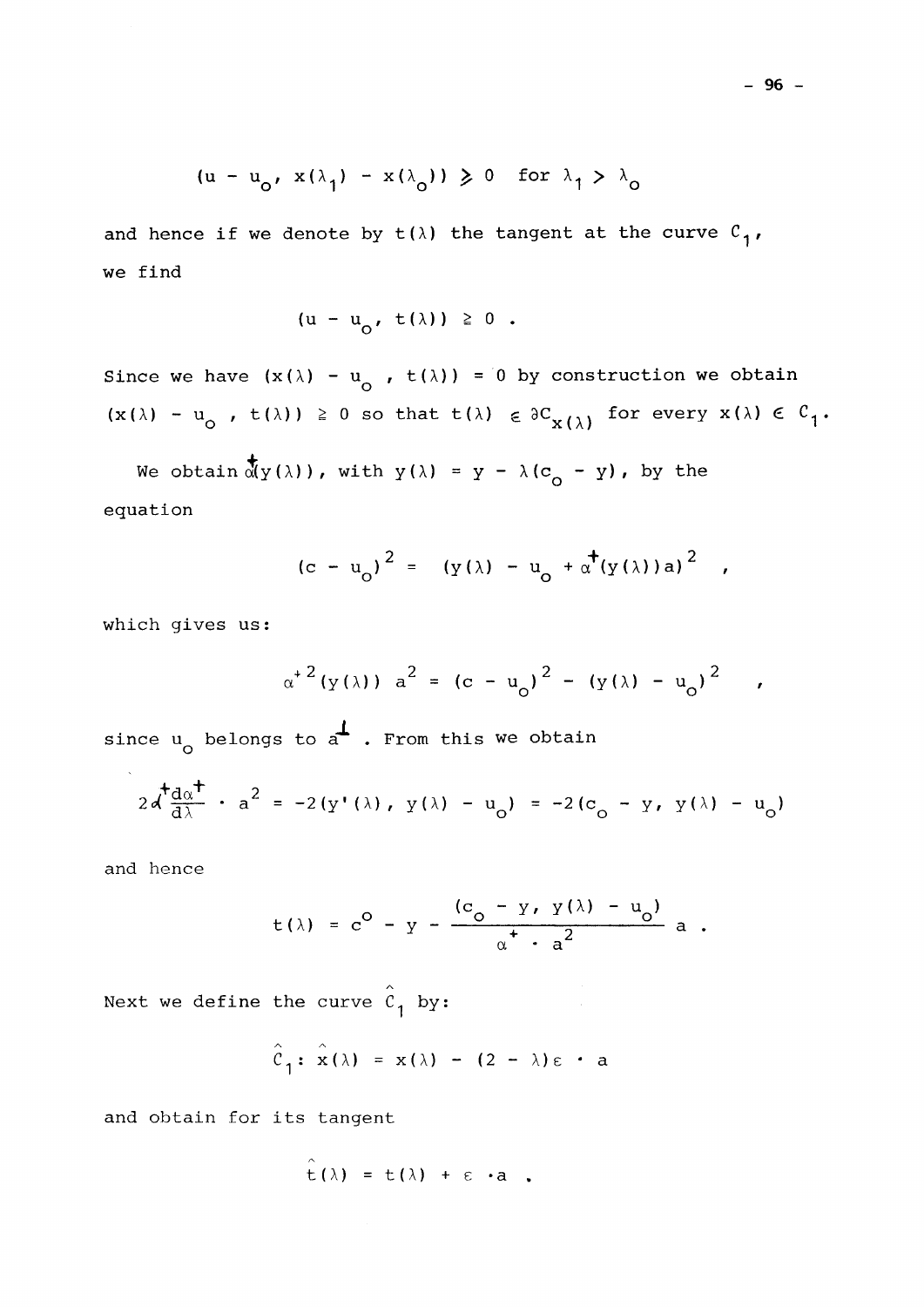$$(u - u_o, x(\lambda_1) - x(\lambda_o)) \geqslant 0 \quad \text{for } \lambda_1 > \lambda_o$$

and hence if we denote by $t(\lambda)$ the tangent at the curve $C_1$, we find

$$(u - u_o, t(\lambda)) \geqq 0 .$$

Since we have $(x(\lambda) - u_o , t(\lambda)) = 0$ by construction we obtain $(x(\lambda) - u_o , t(\lambda)) \geqq 0$ so that $t(\lambda) \in \partial C_{x(\lambda)}$ for every $x(\lambda) \in C_1$.

We obtain $\alpha^+(y(\lambda))$, with $y(\lambda) = y - \lambda(c_o - y)$, by the equation

$$(c - u_o)^2 = (y(\lambda) - u_o + \alpha^+(y(\lambda))a)^2 ,$$

which gives us:

$$\alpha^{+2}(y(\lambda))\, a^2 = (c - u_o)^2 - (y(\lambda) - u_o)^2 ,$$

since $u_o$ belongs to $a^\perp$. From this we obtain

$$2\alpha^+\frac{d\alpha^+}{d\lambda} \cdot a^2 = -2(y'(\lambda), y(\lambda) - u_o) = -2(c_o - y, y(\lambda) - u_o)$$

and hence

$$t(\lambda) = c^o - y - \frac{(c_o - y, y(\lambda) - u_o)}{\alpha^+ \cdot a^2}\, a .$$

Next we define the curve $\hat{C}_1$ by:

$$\hat{C}_1 : \hat{x}(\lambda) = x(\lambda) - (2 - \lambda)\varepsilon \cdot a$$

and obtain for its tangent

$$\hat{t}(\lambda) = t(\lambda) + \varepsilon \cdot a .$$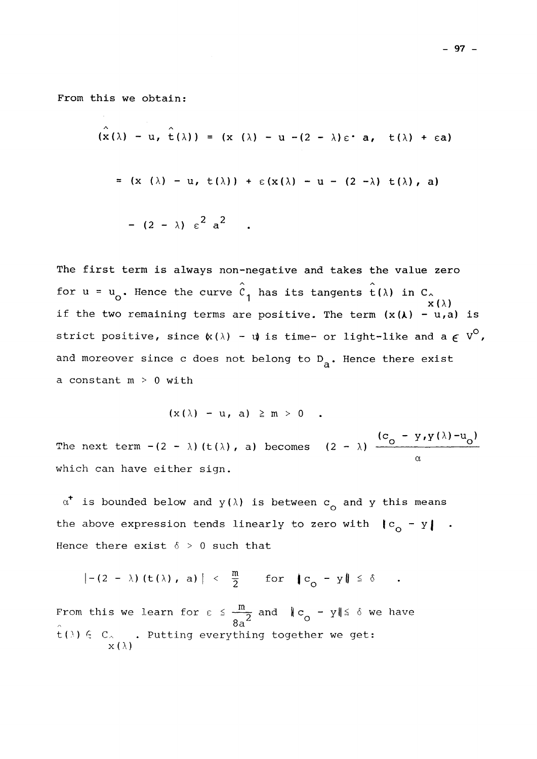From this we obtain:

$$(\hat{x}(\lambda) - u, \hat{t}(\lambda)) = (x(\lambda) - u - (2 - \lambda)\varepsilon \cdot a, \quad t(\lambda) + \varepsilon a)$$

$$= (x(\lambda) - u, t(\lambda)) + \varepsilon(x(\lambda) - u - (2 - \lambda)\, t(\lambda), a)$$

$$- (2 - \lambda)\, \varepsilon^2 a^2 \quad .$$

The first term is always non-negative and takes the value zero for $u = u_0$. Hence the curve $\hat{C}_1$ has its tangents $\hat{t}(\lambda)$ in $C_{\hat{x}(\lambda)}$ if the two remaining terms are positive. The term $(x(\lambda) - u, a)$ is strict positive, since $(x(\lambda) - u)$ is time- or light-like and $a \in V^0$, and moreover since $c$ does not belong to $D_a$. Hence there exist a constant $m > 0$ with

$$(x(\lambda) - u, a) \geq m > 0 \quad .$$

The next term $-(2 - \lambda)(t(\lambda), a)$ becomes $(2 - \lambda) \dfrac{(c_0 - y, y(\lambda) - u_0)}{\alpha}$ which can have either sign.

$\alpha^+$ is bounded below and $y(\lambda)$ is between $c_0$ and $y$ this means the above expression tends linearly to zero with $|c_0 - y|$ .
Hence there exist $\delta > 0$ such that

$$|-(2 - \lambda)(t(\lambda), a)| < \frac{m}{2} \qquad \text{for} \quad \| c_0 - y \| \leq \delta \quad .$$

From this we learn for $\varepsilon \leq \dfrac{m}{8a^2}$ and $\| c_0 - y \| \leq \delta$ we have $\hat{t}(\lambda) \in C_{\hat{x}(\lambda)}$ . Putting everything together we get: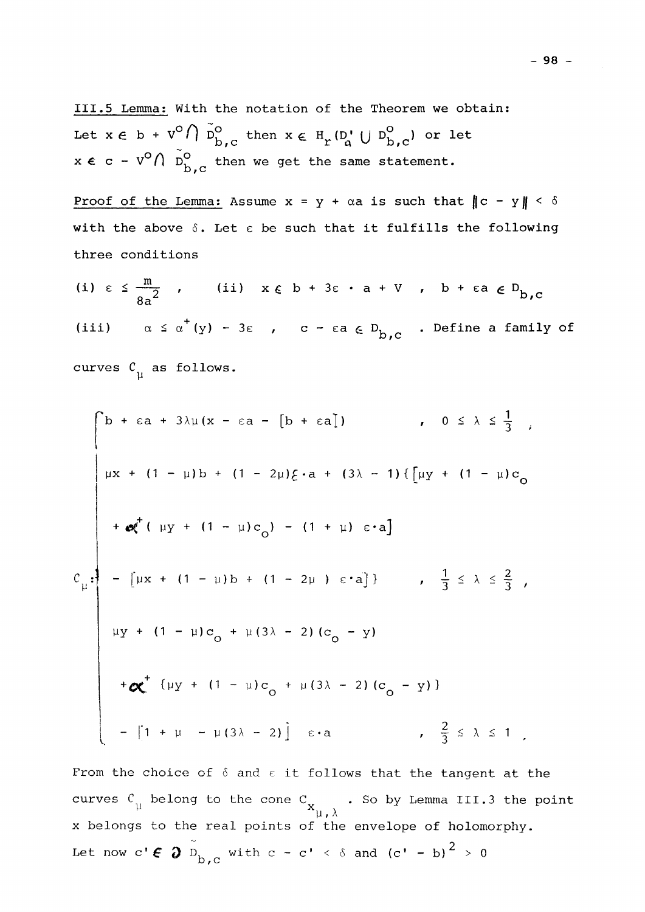III.5 Lemma: With the notation of the Theorem we obtain:
Let $x \in b + V^o \cap \tilde{D}^o_{b,c}$ then $x \in H_r(D'_a \cup D^o_{b,c})$ or let $x \in c - V^o \cap \tilde{D}^o_{b,c}$ then we get the same statement.

Proof of the Lemma: Assume $x = y + \alpha a$ is such that $\|c - y\| < \delta$ with the above $\delta$. Let $\varepsilon$ be such that it fulfills the following three conditions

(i) $\varepsilon \leq \frac{m}{8a^2}$ , (ii) $x \notin b + 3\varepsilon \cdot a + V$ , $b + \varepsilon a \in D_{b,c}$

(iii) $\alpha \leq \alpha^+(y) - 3\varepsilon$ , $c - \varepsilon a \in D_{b,c}$ . Define a family of curves $C_\mu$ as follows.

$$
C_\mu : \begin{cases}
b + \varepsilon a + 3\lambda\mu(x - \varepsilon a - [b + \varepsilon a]) & , \ 0 \leq \lambda \leq \frac{1}{3} , \\[6pt]
\mu x + (1 - \mu)b + (1 - 2\mu)\varepsilon \cdot a + (3\lambda - 1)\{[\mu y + (1 - \mu)c_o & \\
\quad + \alpha^+(\mu y + (1 - \mu)c_o) - (1 + \mu)\ \varepsilon \cdot a] & \\
\quad - [\mu x + (1 - \mu)b + (1 - 2\mu)\ \varepsilon \cdot a]\} & , \ \frac{1}{3} \leq \lambda \leq \frac{2}{3} , \\[6pt]
\mu y + (1 - \mu)c_o + \mu(3\lambda - 2)(c_o - y) & \\
\quad + \alpha^+\{\mu y + (1 - \mu)c_o + \mu(3\lambda - 2)(c_o - y)\} & \\
\quad - [1 + \mu - \mu(3\lambda - 2)]\ \varepsilon \cdot a & , \ \frac{2}{3} \leq \lambda \leq 1 .
\end{cases}
$$

From the choice of $\delta$ and $\varepsilon$ it follows that the tangent at the curves $C_\mu$ belong to the cone $C_{x_{\mu,\lambda}}$ . So by Lemma III.3 the point $x$ belongs to the real points of the envelope of holomorphy.
Let now $c' \in \partial \tilde{D}_{b,c}$ with $c - c' < \delta$ and $(c' - b)^2 > 0$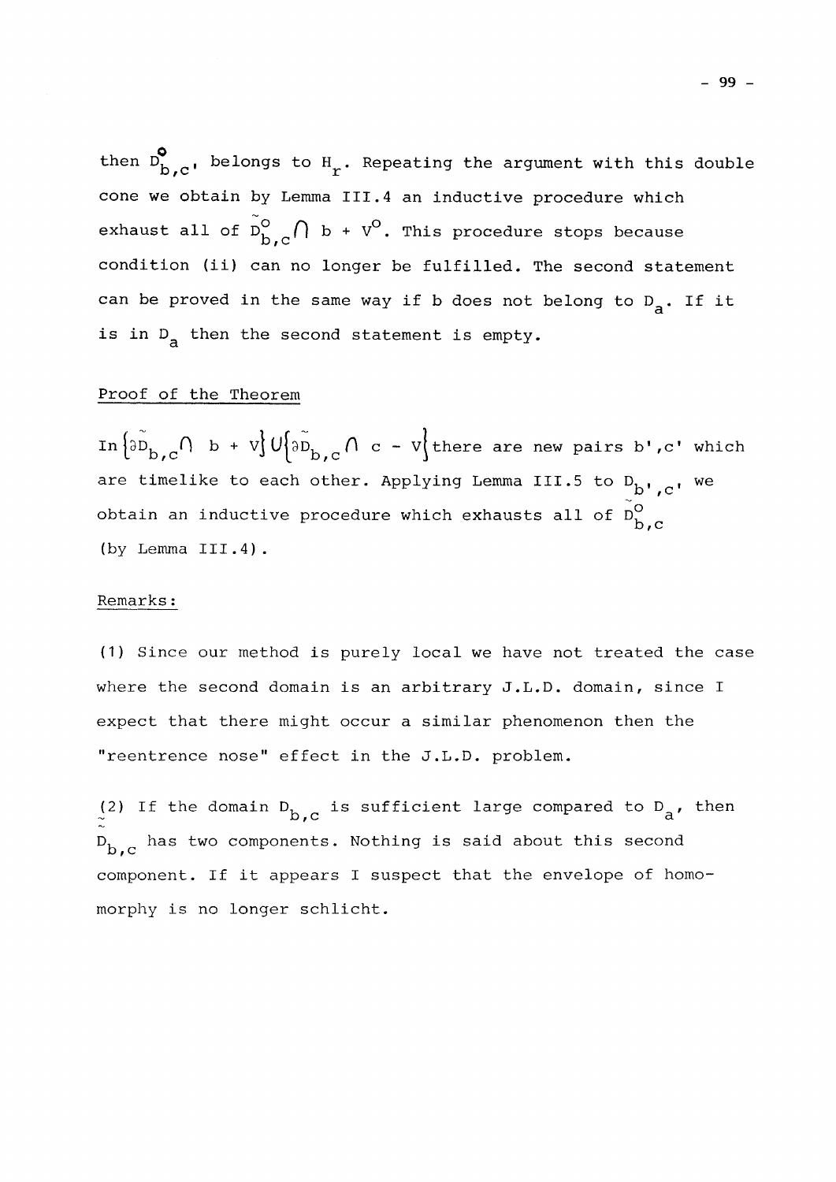then $D^{o}_{b,c'}$ belongs to $H_r$. Repeating the argument with this double cone we obtain by Lemma III.4 an inductive procedure which exhaust all of $\tilde{D}^{o}_{b,c} \cap b + V^{o}$. This procedure stops because condition (ii) can no longer be fulfilled. The second statement can be proved in the same way if b does not belong to $D_a$. If it is in $D_a$ then the second statement is empty.

Proof of the Theorem

In $\{\partial\tilde{D}_{b,c} \cap b + V\} \cup \{\partial\tilde{D}_{b,c} \cap c - V\}$ there are new pairs b',c' which are timelike to each other. Applying Lemma III.5 to $D_{b',c'}$ we obtain an inductive procedure which exhausts all of $\tilde{D}^{o}_{b,c}$ (by Lemma III.4).

Remarks:

(1) Since our method is purely local we have not treated the case where the second domain is an arbitrary J.L.D. domain, since I expect that there might occur a similar phenomenon then the "reentrence nose" effect in the J.L.D. problem.

(2) If the domain $D_{b,c}$ is sufficient large compared to $D_a$, then $\tilde{D}_{b,c}$ has two components. Nothing is said about this second component. If it appears I suspect that the envelope of homomorphy is no longer schlicht.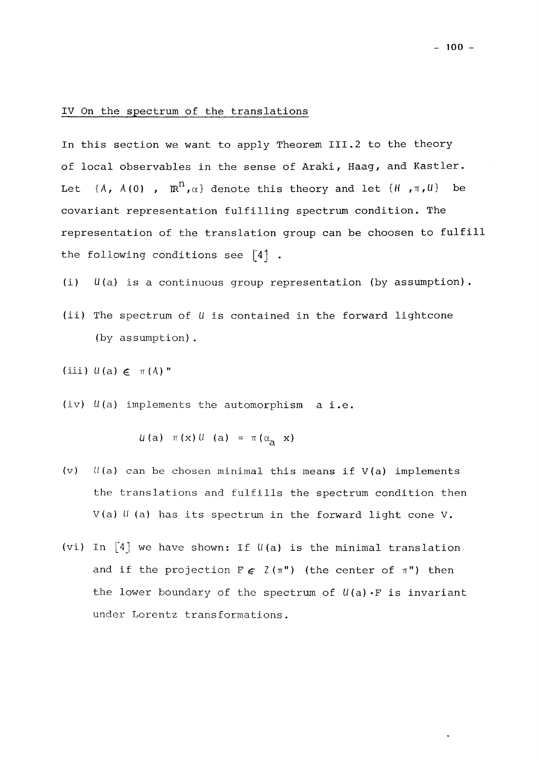## IV On the spectrum of the translations

In this section we want to apply Theorem III.2 to the theory of local observables in the sense of Araki, Haag, and Kastler. Let $\{A, A(0), \mathbb{R}^n, \alpha\}$ denote this theory and let $\{H, \pi, U\}$ be covariant representation fulfilling spectrum condition. The representation of the translation group can be choosen to fulfill the following conditions see [4].

(i) $U(a)$ is a continuous group representation (by assumption).

(ii) The spectrum of $U$ is contained in the forward lightcone (by assumption).

(iii) $U(a) \in \pi(A)''$

(iv) $U(a)$ implements the automorphism a i.e.

$$U(a) \; \pi(x) U \; (a) = \pi(\alpha_a \; x)$$

(v) $U(a)$ can be chosen minimal this means if $V(a)$ implements the translations and fulfills the spectrum condition then $V(a) U(a)$ has its spectrum in the forward light cone $V$.

(vi) In [4] we have shown: If $U(a)$ is the minimal translation and if the projection $F \in Z(\pi'')$ (the center of $\pi''$) then the lower boundary of the spectrum of $U(a) \cdot F$ is invariant under Lorentz transformations.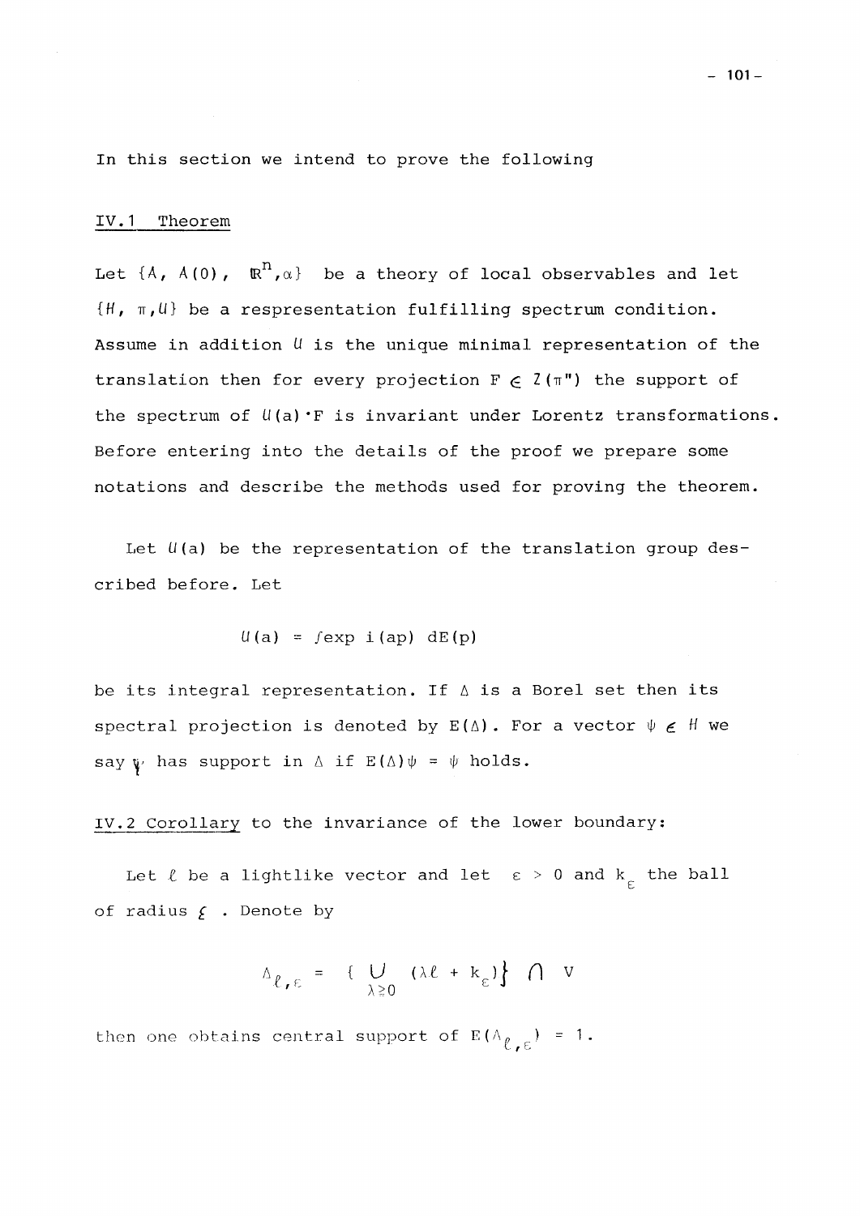In this section we intend to prove the following

<u>IV.1 Theorem</u>

Let $\{A, A(0), \mathbb{R}^n, \alpha\}$ be a theory of local observables and let $\{H, \pi, U\}$ be a respresentation fulfilling spectrum condition. Assume in addition $U$ is the unique minimal representation of the translation then for every projection $F \in Z(\pi'')$ the support of the spectrum of $U(a)\cdot F$ is invariant under Lorentz transformations. Before entering into the details of the proof we prepare some notations and describe the methods used for proving the theorem.

Let $U(a)$ be the representation of the translation group described before. Let

$$U(a) = \int \exp i(ap)\, dE(p)$$

be its integral representation. If $\Delta$ is a Borel set then its spectral projection is denoted by $E(\Delta)$. For a vector $\psi \in H$ we say $\psi$ has support in $\Delta$ if $E(\Delta)\psi = \psi$ holds.

<u>IV.2 Corollary</u> to the invariance of the lower boundary:

Let $\ell$ be a lightlike vector and let $\varepsilon > 0$ and $k_\varepsilon$ the ball of radius $\varepsilon$. Denote by

$$\Lambda_{\ell,\varepsilon} = \{ \bigcup_{\lambda \geq 0} (\lambda\ell + k_\varepsilon)\} \cap V$$

then one obtains central support of $E(\Lambda_{\ell,\varepsilon}) = 1$.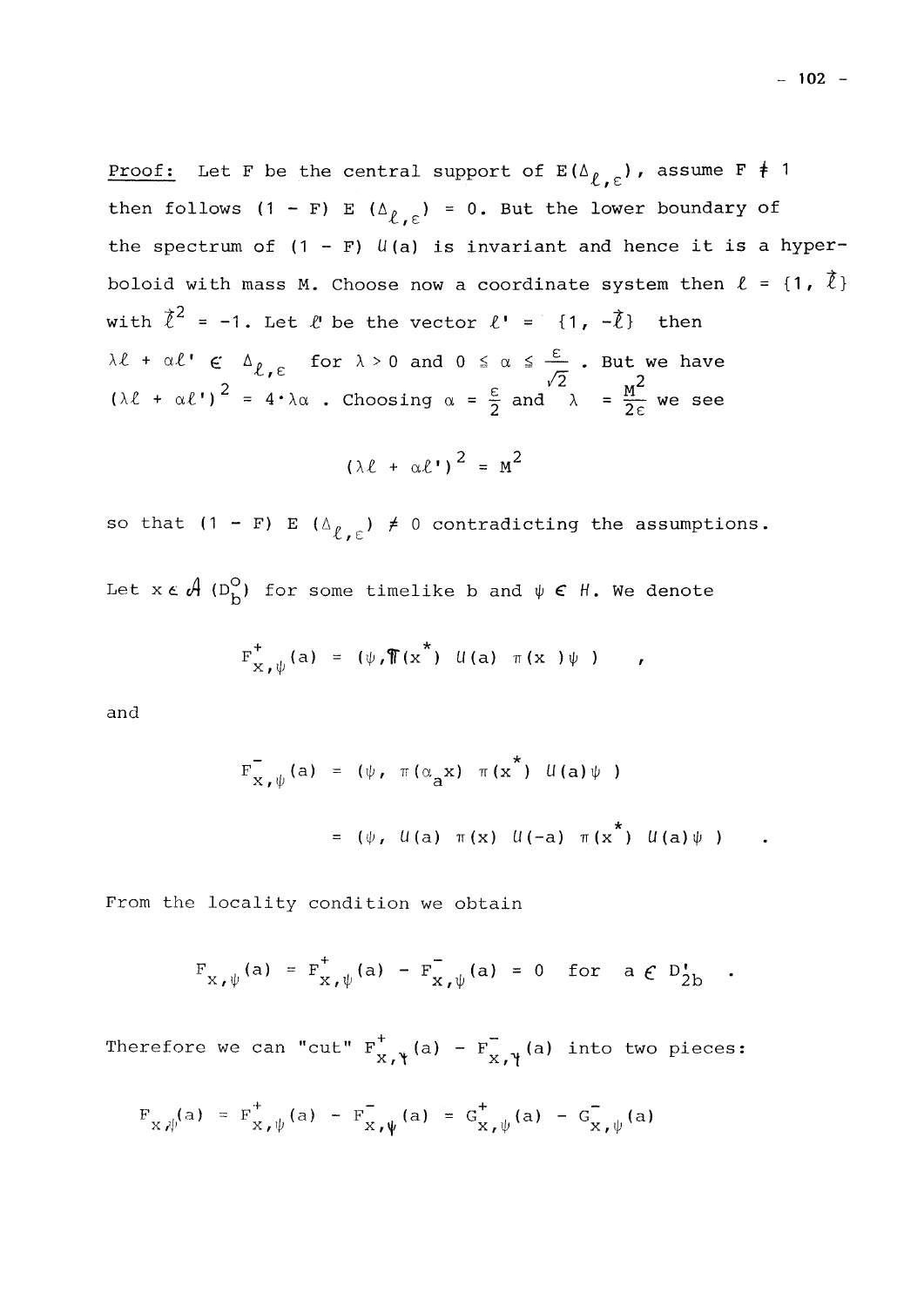**Proof:** Let F be the central support of $E(\Delta_{\ell,\varepsilon})$, assume $F \neq 1$ then follows $(1 - F)\, E\,(\Delta_{\ell,\varepsilon}) = 0$. But the lower boundary of the spectrum of $(1 - F)\, U(a)$ is invariant and hence it is a hyperboloid with mass M. Choose now a coordinate system then $\ell = \{1, \vec{\ell}\}$ with $\vec{\ell}^2 = -1$. Let $\ell'$ be the vector $\ell' = \{1, -\vec{\ell}\}$ then $\lambda\ell + \alpha\ell' \in \Delta_{\ell,\varepsilon}$ for $\lambda > 0$ and $0 \leq \alpha \leq \frac{\varepsilon}{\sqrt{2}}$. But we have $(\lambda\ell + \alpha\ell')^2 = 4 \cdot \lambda\alpha$. Choosing $\alpha = \frac{\varepsilon}{2}$ and $\lambda = \frac{M^2}{2\varepsilon}$ we see

$$(\lambda\ell + \alpha\ell')^2 = M^2$$

so that $(1 - F)\, E\,(\Delta_{\ell,\varepsilon}) \neq 0$ contradicting the assumptions.

Let $x \in \mathcal{A}\,(D_b^o)$ for some timelike b and $\psi \in H$. We denote

$$F^+_{x,\psi}(a) = (\psi, \pi(x^*)\; U(a)\; \pi(x)\psi) \quad ,$$

and

$$\begin{aligned} F^-_{x,\psi}(a) &= (\psi,\; \pi(\alpha_a x)\; \pi(x^*)\; U(a)\psi) \\ &= (\psi,\; U(a)\; \pi(x)\; U(-a)\; \pi(x^*)\; U(a)\psi) \quad . \end{aligned}$$

From the locality condition we obtain

$$F_{x,\psi}(a) = F^+_{x,\psi}(a) - F^-_{x,\psi}(a) = 0 \quad \text{for} \quad a \in D'_{2b} \quad .$$

Therefore we can "cut" $F^+_{x,\psi}(a) - F^-_{x,\psi}(a)$ into two pieces:

$$F_{x,\psi}(a) = F^+_{x,\psi}(a) - F^-_{x,\psi}(a) = G^+_{x,\psi}(a) - G^-_{x,\psi}(a)$$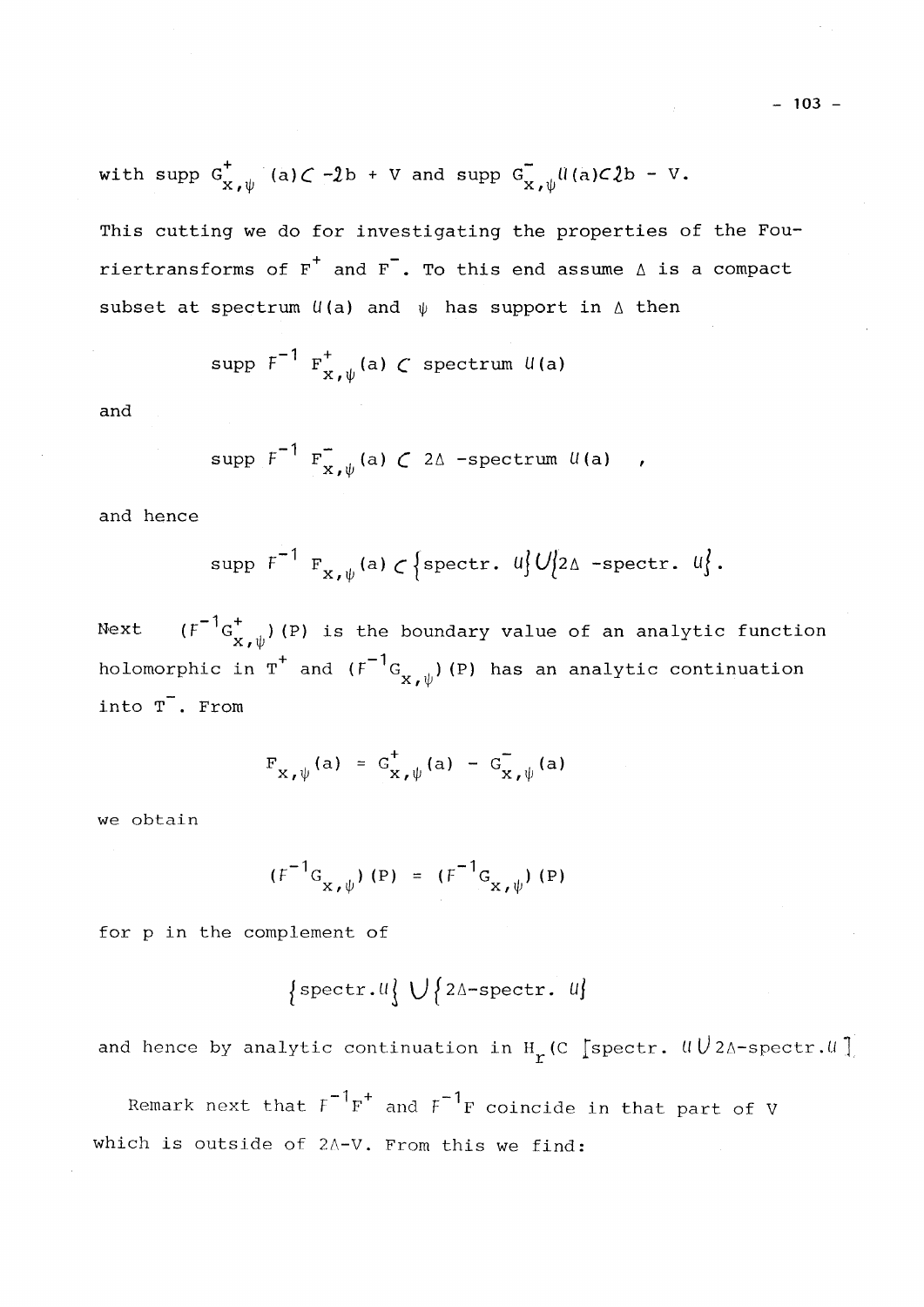with supp $G^+_{x,\psi}(a) \subset -2b + V$ and supp $G^-_{x,\psi}\mathcal{U}(a) \subset 2b - V$.

This cutting we do for investigating the properties of the Fouriertransforms of $F^+$ and $F^-$. To this end assume $\Delta$ is a compact subset at spectrum $\mathcal{U}(a)$ and $\psi$ has support in $\Delta$ then

$$\text{supp } F^{-1}\, F^+_{x,\psi}(a) \subset \text{spectrum } \mathcal{U}(a)$$

and

$$\text{supp } F^{-1}\, F^-_{x,\psi}(a) \subset 2\Delta \text{ -spectrum } \mathcal{U}(a) \quad ,$$

and hence

$$\text{supp } F^{-1}\, F_{x,\psi}(a) \subset \{\text{spectr. } \mathcal{U}\} \cup \{2\Delta \text{ -spectr. } \mathcal{U}\}.$$

Next $(F^{-1}G^+_{x,\psi})(P)$ is the boundary value of an analytic function holomorphic in $T^+$ and $(F^{-1}G_{x,\psi})(P)$ has an analytic continuation into $T^-$. From

$$F_{x,\psi}(a) = G^+_{x,\psi}(a) - G^-_{x,\psi}(a)$$

we obtain

$$(F^{-1}G_{x,\psi})(P) = (F^{-1}G_{x,\psi})(P)$$

for p in the complement of

$$\{\text{spectr.}\mathcal{U}\} \cup \{2\Delta\text{-spectr. } \mathcal{U}\}$$

and hence by analytic continuation in $H_r(C\,[\text{spectr. } \mathcal{U} \cup 2\Delta\text{-spectr.}\mathcal{U}\,]$

Remark next that $F^{-1}F^+$ and $F^{-1}F$ coincide in that part of V which is outside of $2\Delta$-V. From this we find: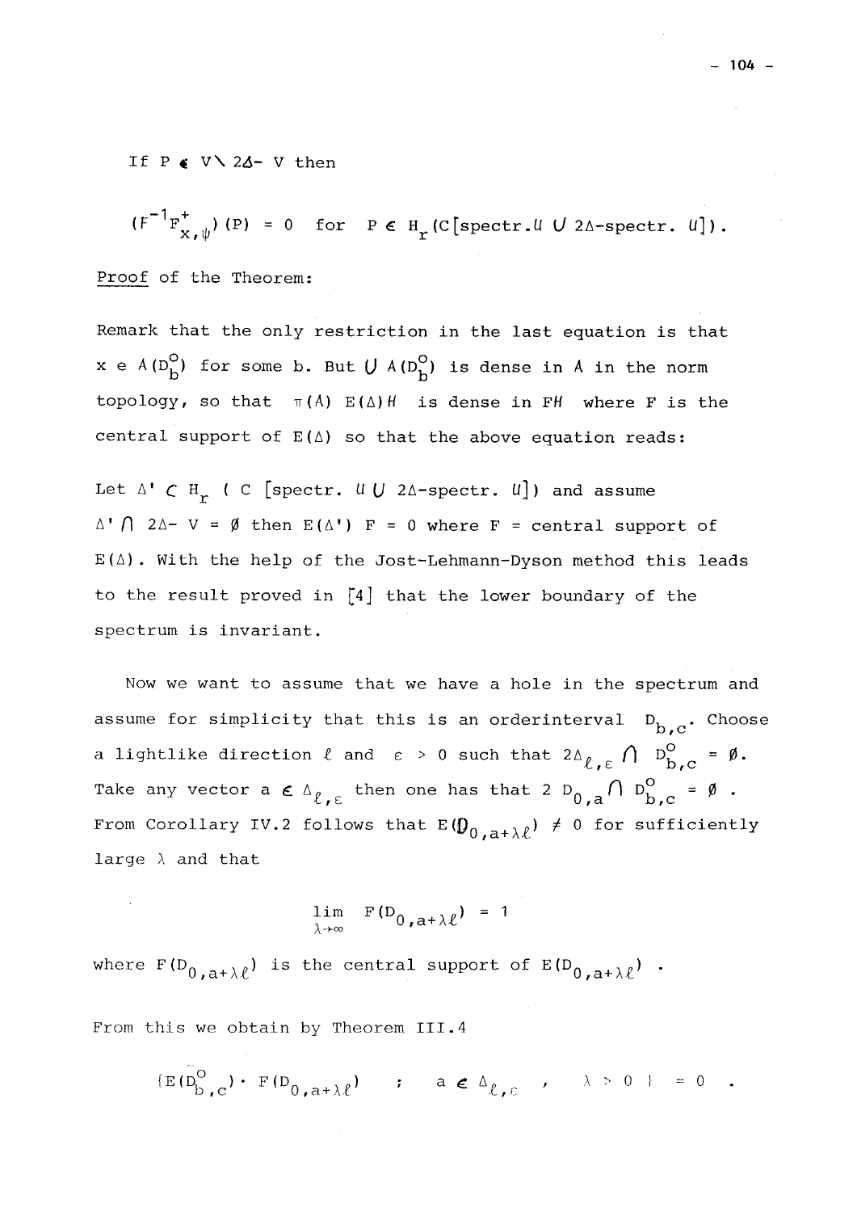If $P \in V \setminus 2\Delta - V$ then

$$(F^{-1}F^{+}_{x,\psi})(P) = 0 \quad \text{for} \quad P \in H_r(C[\text{spectr.}\,\mathcal{U} \cup 2\Delta\text{-spectr.}\,\mathcal{U}]).$$

Proof of the Theorem:

Remark that the only restriction in the last equation is that $x \in A(D^{o}_{b})$ for some b. But $\bigcup A(D^{o}_{b})$ is dense in $A$ in the norm topology, so that $\pi(A)\, E(\Delta)\mathcal{H}$ is dense in $F\mathcal{H}$ where F is the central support of $E(\Delta)$ so that the above equation reads:

Let $\Delta' \subset H_r\, ( C\, [\text{spectr.}\, \mathcal{U} \cup 2\Delta\text{-spectr.}\, \mathcal{U}])$ and assume $\Delta' \cap 2\Delta - V = \emptyset$ then $E(\Delta')\, F = 0$ where $F$ = central support of $E(\Delta)$. With the help of the Jost-Lehmann-Dyson method this leads to the result proved in [4] that the lower boundary of the spectrum is invariant.

Now we want to assume that we have a hole in the spectrum and assume for simplicity that this is an orderinterval $D_{b,c}$. Choose a lightlike direction $\ell$ and $\varepsilon > 0$ such that $2\Delta_{\ell,\varepsilon} \cap D^{o}_{b,c} = \emptyset$. Take any vector $a \in \Delta_{\ell,\varepsilon}$ then one has that $2\, D_{0,a} \cap D^{o}_{b,c} = \emptyset$. From Corollary IV.2 follows that $E(D_{0,a+\lambda\ell}) \neq 0$ for sufficiently large $\lambda$ and that

$$\lim_{\lambda \to \infty} F(D_{0,a+\lambda\ell}) = 1$$

where $F(D_{0,a+\lambda\ell})$ is the central support of $E(D_{0,a+\lambda\ell})$.

From this we obtain by Theorem III.4

$$\{E(D^{o}_{b,c}) \cdot F(D_{0,a+\lambda\ell}) \quad ; \quad a \in \Delta_{\ell,\varepsilon} \quad , \quad \lambda > 0\} = 0 \quad .$$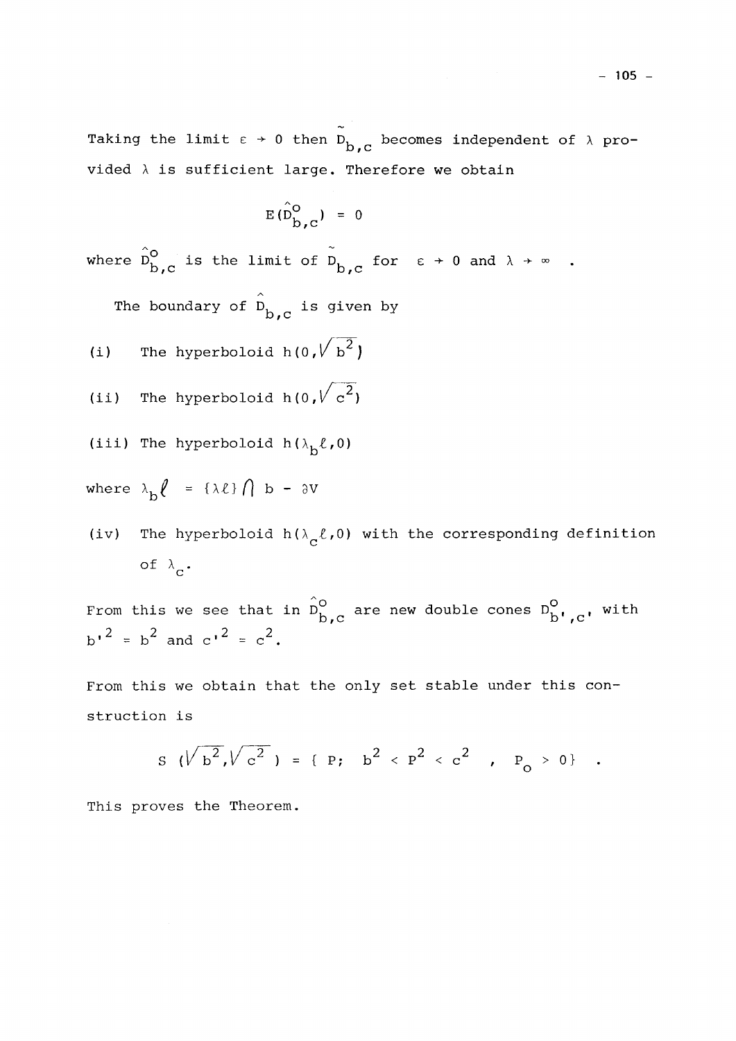Taking the limit $\varepsilon \to 0$ then $\tilde{D}_{b,c}$ becomes independent of $\lambda$ provided $\lambda$ is sufficient large. Therefore we obtain

$$E(\hat{D}^{o}_{b,c}) = 0$$

where $\hat{D}^{o}_{b,c}$ is the limit of $\tilde{D}_{b,c}$ for $\varepsilon \to 0$ and $\lambda \to \infty$ .

The boundary of $\hat{D}_{b,c}$ is given by

(i) The hyperboloid $h(0,\sqrt{b^2})$

(ii) The hyperboloid $h(0,\sqrt{c^2})$

(iii) The hyperboloid $h(\lambda_b \ell,0)$

where $\lambda_b \ell = \{\lambda \ell\} \cap b - \partial V$

(iv) The hyperboloid $h(\lambda_c \ell,0)$ with the corresponding definition of $\lambda_c$.

From this we see that in $\hat{D}^{o}_{b,c}$ are new double cones $D^{o}_{b',c'}$ with $b'^2 = b^2$ and $c'^2 = c^2$.

From this we obtain that the only set stable under this construction is

$$S\,(\sqrt{b^2},\sqrt{c^2}\,) = \{\, P;\;\; b^2 < P^2 < c^2 \;\;,\;\; P_o > 0\} \;\; .$$

This proves the Theorem.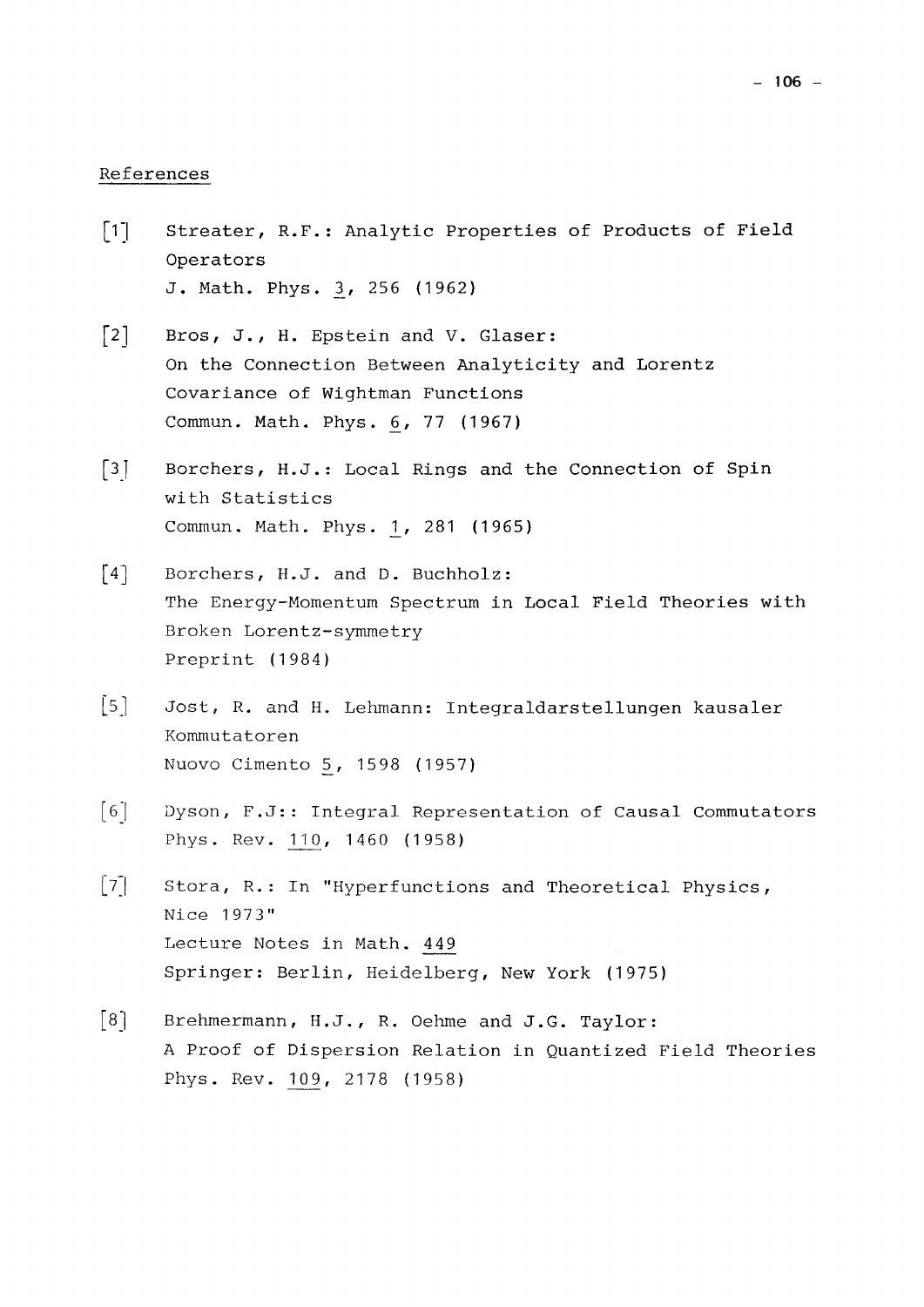## References

[1] Streater, R.F.: Analytic Properties of Products of Field Operators
J. Math. Phys. 3, 256 (1962)

[2] Bros, J., H. Epstein and V. Glaser:
On the Connection Between Analyticity and Lorentz Covariance of Wightman Functions
Commun. Math. Phys. 6, 77 (1967)

[3] Borchers, H.J.: Local Rings and the Connection of Spin with Statistics
Commun. Math. Phys. 1, 281 (1965)

[4] Borchers, H.J. and D. Buchholz:
The Energy-Momentum Spectrum in Local Field Theories with Broken Lorentz-symmetry
Preprint (1984)

[5] Jost, R. and H. Lehmann: Integraldarstellungen kausaler Kommutatoren
Nuovo Cimento 5, 1598 (1957)

[6] Dyson, F.J:: Integral Representation of Causal Commutators
Phys. Rev. 110, 1460 (1958)

[7] Stora, R.: In "Hyperfunctions and Theoretical Physics, Nice 1973"
Lecture Notes in Math. 449
Springer: Berlin, Heidelberg, New York (1975)

[8] Brehmermann, H.J., R. Oehme and J.G. Taylor:
A Proof of Dispersion Relation in Quantized Field Theories
Phys. Rev. 109, 2178 (1958)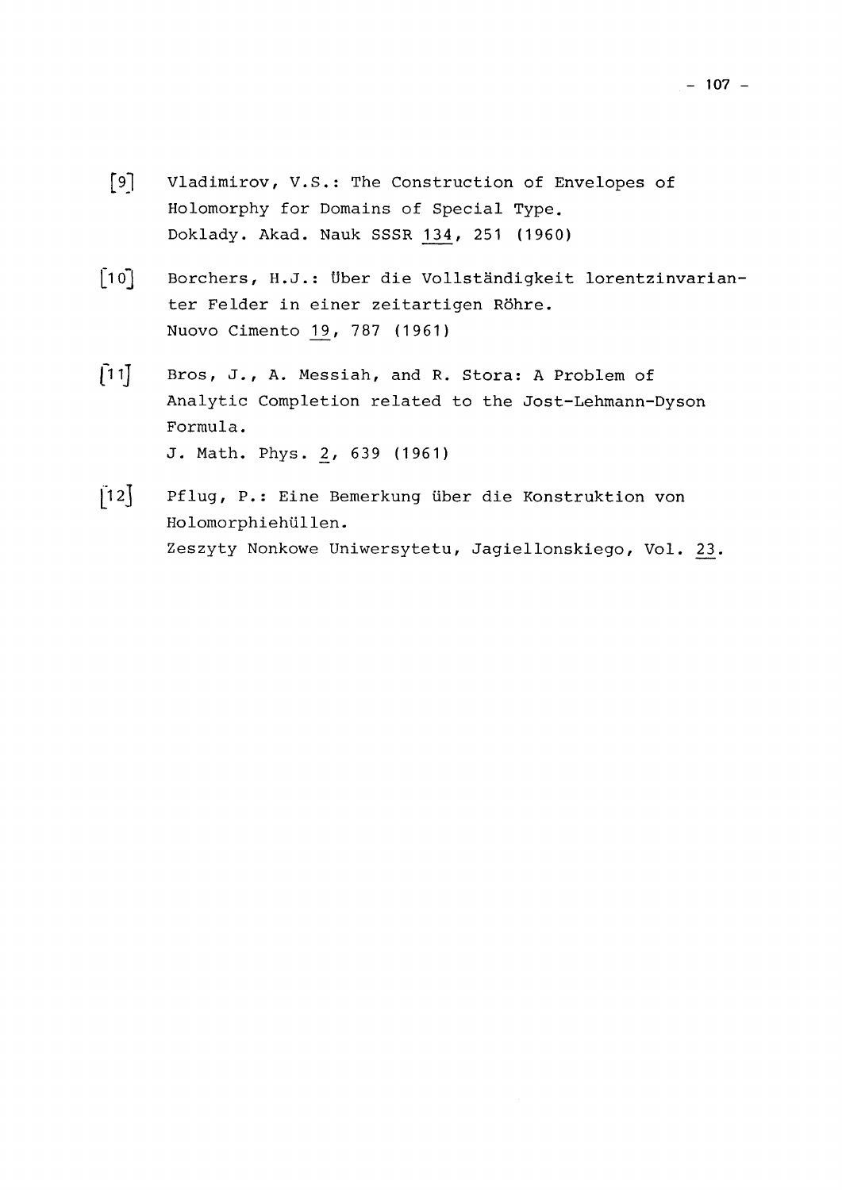[9] Vladimirov, V.S.: The Construction of Envelopes of Holomorphy for Domains of Special Type. Doklady. Akad. Nauk SSSR 134, 251 (1960)

[10] Borchers, H.J.: Über die Vollständigkeit lorentzinvarianter Felder in einer zeitartigen Röhre. Nuovo Cimento 19, 787 (1961)

[11] Bros, J., A. Messiah, and R. Stora: A Problem of Analytic Completion related to the Jost-Lehmann-Dyson Formula. J. Math. Phys. 2, 639 (1961)

[12] Pflug, P.: Eine Bemerkung über die Konstruktion von Holomorphiehüllen. Zeszyty Nonkowe Uniwersytetu, Jagiellonskiego, Vol. 23.